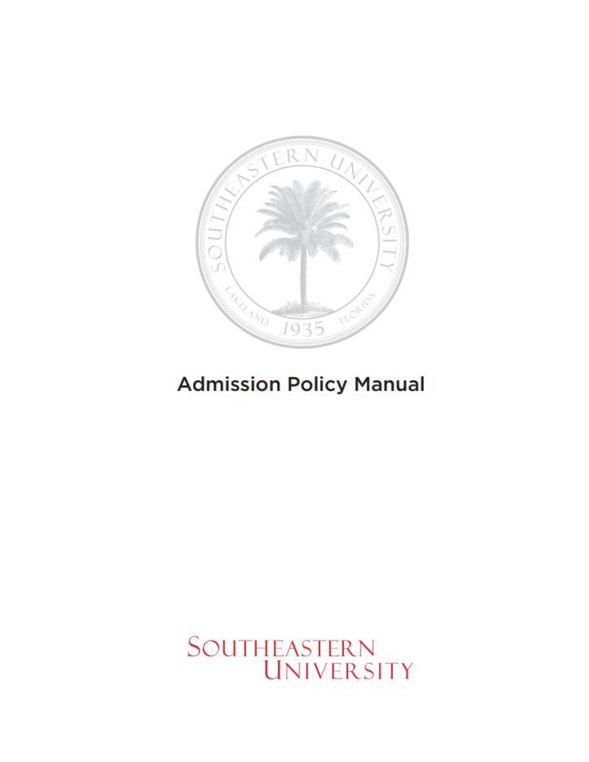# Admission Policy Manual

SOUTHEASTERN UNIVERSITY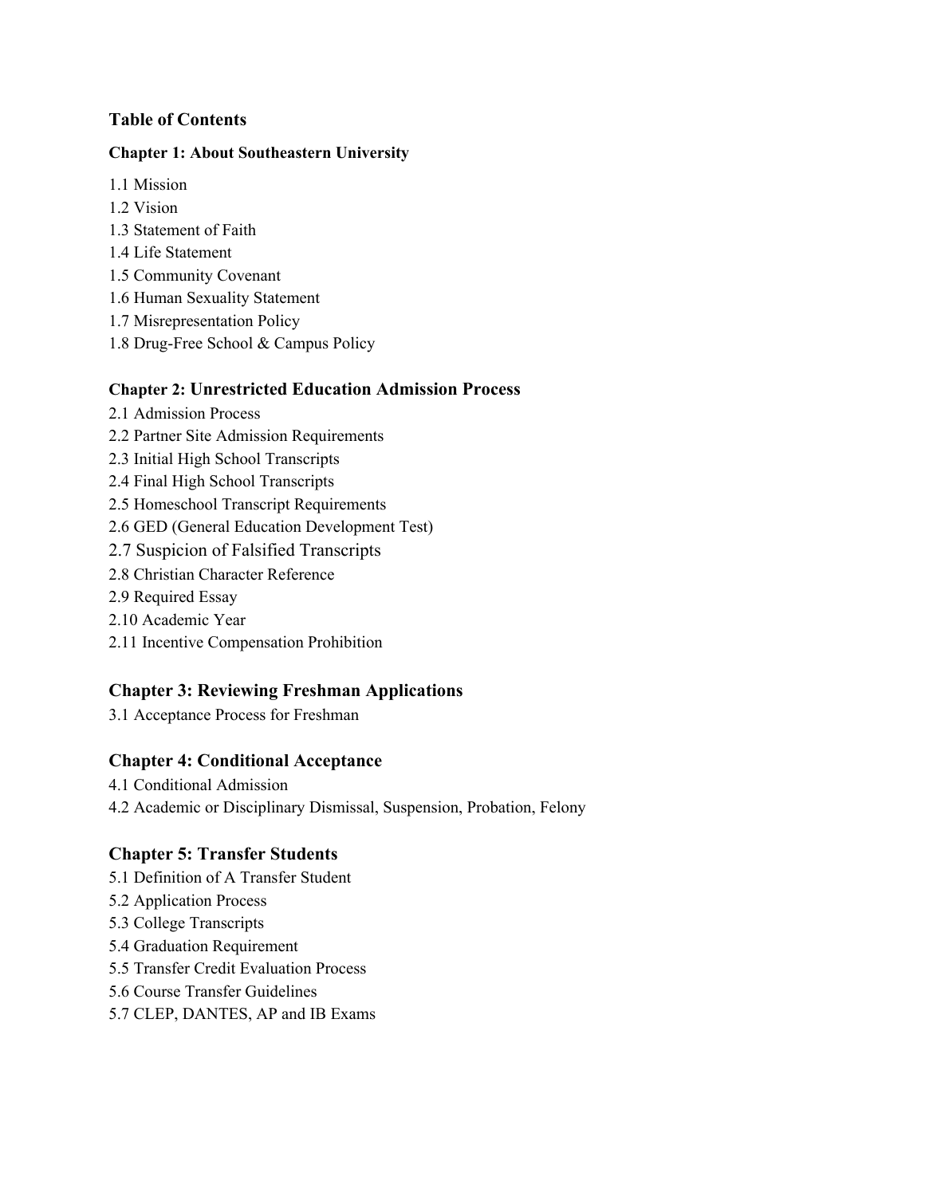## Table of Contents

### Chapter 1: About Southeastern University

1.1 Mission
1.2 Vision
1.3 Statement of Faith
1.4 Life Statement
1.5 Community Covenant
1.6 Human Sexuality Statement
1.7 Misrepresentation Policy
1.8 Drug-Free School & Campus Policy

### Chapter 2: Unrestricted Education Admission Process

2.1 Admission Process
2.2 Partner Site Admission Requirements
2.3 Initial High School Transcripts
2.4 Final High School Transcripts
2.5 Homeschool Transcript Requirements
2.6 GED (General Education Development Test)
2.7 Suspicion of Falsified Transcripts
2.8 Christian Character Reference
2.9 Required Essay
2.10 Academic Year
2.11 Incentive Compensation Prohibition

### Chapter 3: Reviewing Freshman Applications

3.1 Acceptance Process for Freshman

### Chapter 4: Conditional Acceptance

4.1 Conditional Admission
4.2 Academic or Disciplinary Dismissal, Suspension, Probation, Felony

### Chapter 5: Transfer Students

5.1 Definition of A Transfer Student
5.2 Application Process
5.3 College Transcripts
5.4 Graduation Requirement
5.5 Transfer Credit Evaluation Process
5.6 Course Transfer Guidelines
5.7 CLEP, DANTES, AP and IB Exams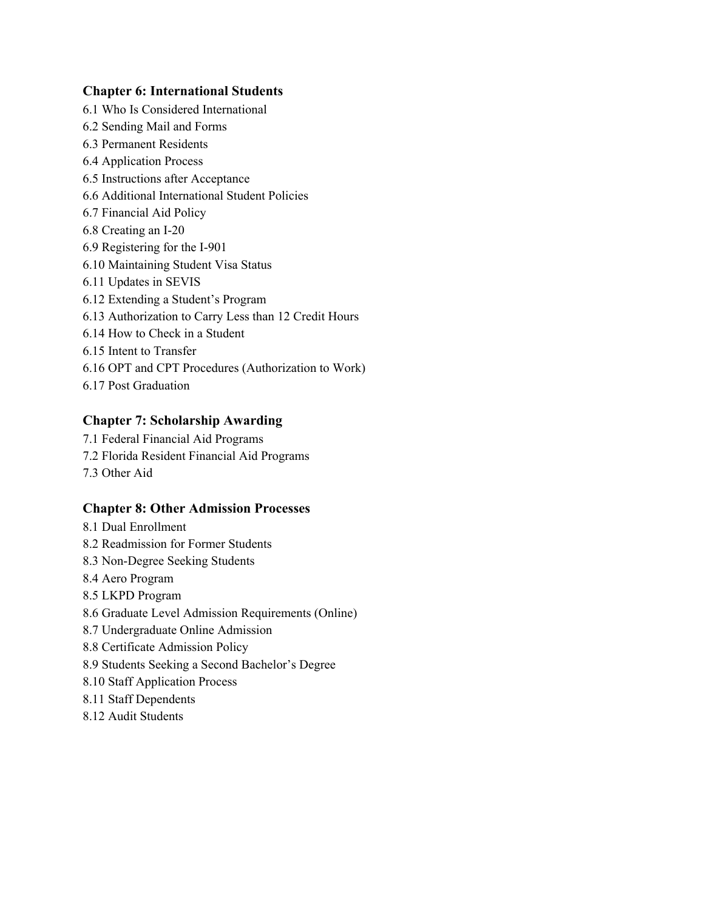## Chapter 6: International Students

6.1 Who Is Considered International
6.2 Sending Mail and Forms
6.3 Permanent Residents
6.4 Application Process
6.5 Instructions after Acceptance
6.6 Additional International Student Policies
6.7 Financial Aid Policy
6.8 Creating an I-20
6.9 Registering for the I-901
6.10 Maintaining Student Visa Status
6.11 Updates in SEVIS
6.12 Extending a Student's Program
6.13 Authorization to Carry Less than 12 Credit Hours
6.14 How to Check in a Student
6.15 Intent to Transfer
6.16 OPT and CPT Procedures (Authorization to Work)
6.17 Post Graduation

## Chapter 7: Scholarship Awarding

7.1 Federal Financial Aid Programs
7.2 Florida Resident Financial Aid Programs
7.3 Other Aid

## Chapter 8: Other Admission Processes

8.1 Dual Enrollment
8.2 Readmission for Former Students
8.3 Non-Degree Seeking Students
8.4 Aero Program
8.5 LKPD Program
8.6 Graduate Level Admission Requirements (Online)
8.7 Undergraduate Online Admission
8.8 Certificate Admission Policy
8.9 Students Seeking a Second Bachelor's Degree
8.10 Staff Application Process
8.11 Staff Dependents
8.12 Audit Students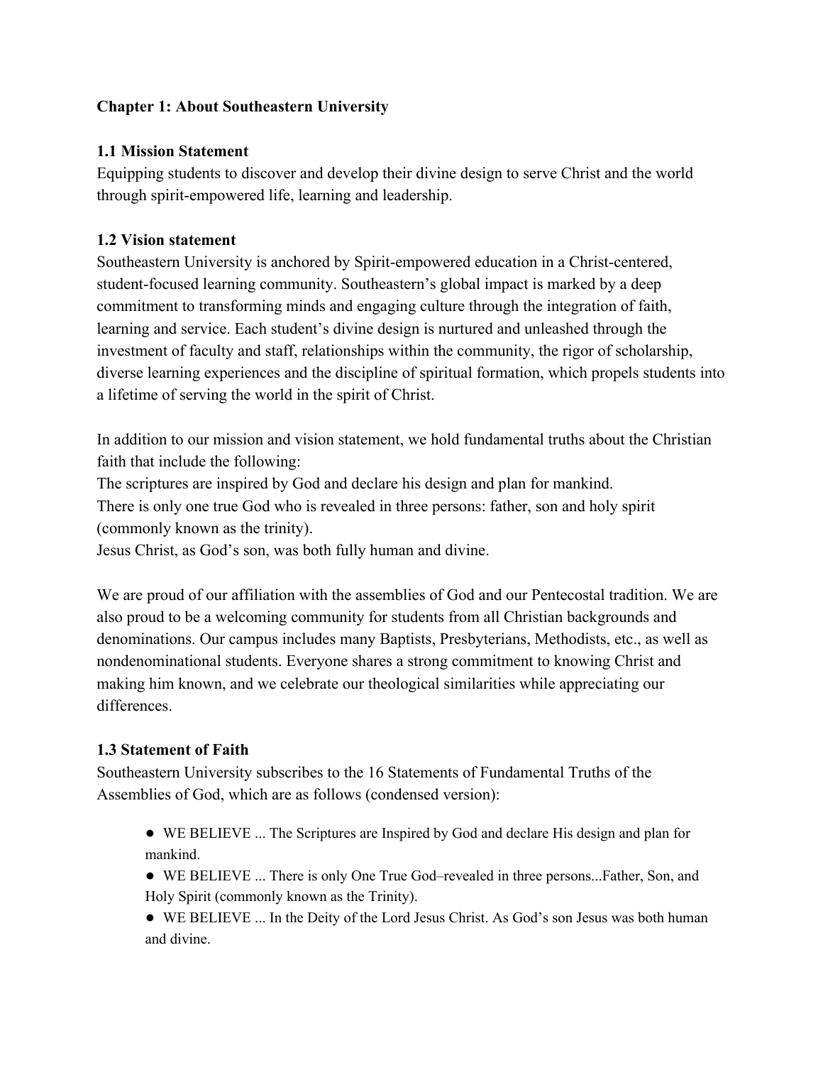**Chapter 1: About Southeastern University**

**1.1 Mission Statement**

Equipping students to discover and develop their divine design to serve Christ and the world through spirit-empowered life, learning and leadership.

**1.2 Vision statement**

Southeastern University is anchored by Spirit-empowered education in a Christ-centered, student-focused learning community. Southeastern's global impact is marked by a deep commitment to transforming minds and engaging culture through the integration of faith, learning and service. Each student's divine design is nurtured and unleashed through the investment of faculty and staff, relationships within the community, the rigor of scholarship, diverse learning experiences and the discipline of spiritual formation, which propels students into a lifetime of serving the world in the spirit of Christ.

In addition to our mission and vision statement, we hold fundamental truths about the Christian faith that include the following:
The scriptures are inspired by God and declare his design and plan for mankind.
There is only one true God who is revealed in three persons: father, son and holy spirit (commonly known as the trinity).
Jesus Christ, as God's son, was both fully human and divine.

We are proud of our affiliation with the assemblies of God and our Pentecostal tradition. We are also proud to be a welcoming community for students from all Christian backgrounds and denominations. Our campus includes many Baptists, Presbyterians, Methodists, etc., as well as nondenominational students. Everyone shares a strong commitment to knowing Christ and making him known, and we celebrate our theological similarities while appreciating our differences.

**1.3 Statement of Faith**

Southeastern University subscribes to the 16 Statements of Fundamental Truths of the Assemblies of God, which are as follows (condensed version):

- WE BELIEVE ... The Scriptures are Inspired by God and declare His design and plan for mankind.
- WE BELIEVE ... There is only One True God–revealed in three persons...Father, Son, and Holy Spirit (commonly known as the Trinity).
- WE BELIEVE ... In the Deity of the Lord Jesus Christ. As God's son Jesus was both human and divine.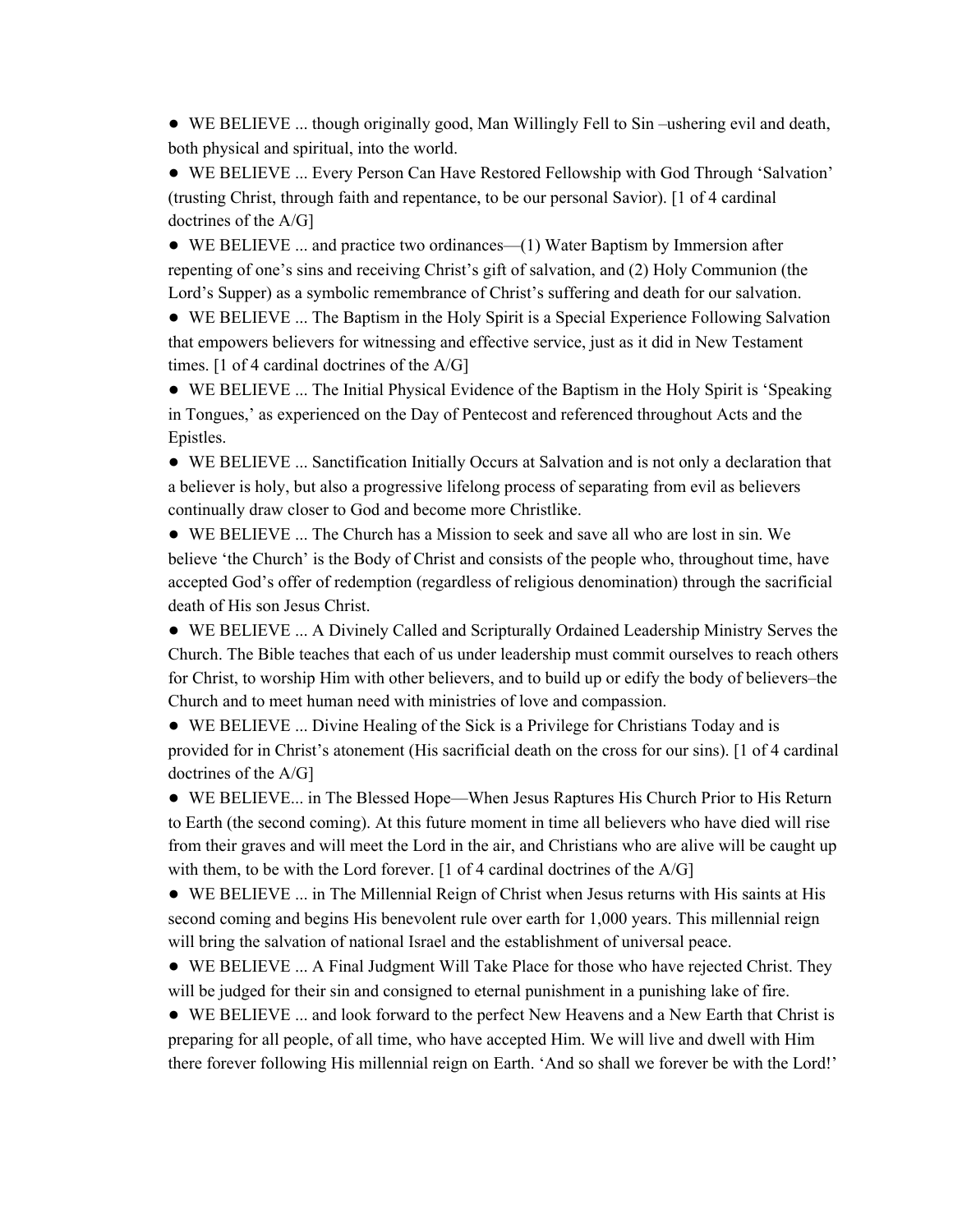- WE BELIEVE ... though originally good, Man Willingly Fell to Sin –ushering evil and death, both physical and spiritual, into the world.
- WE BELIEVE ... Every Person Can Have Restored Fellowship with God Through 'Salvation' (trusting Christ, through faith and repentance, to be our personal Savior). [1 of 4 cardinal doctrines of the A/G]
- WE BELIEVE ... and practice two ordinances—(1) Water Baptism by Immersion after repenting of one's sins and receiving Christ's gift of salvation, and (2) Holy Communion (the Lord's Supper) as a symbolic remembrance of Christ's suffering and death for our salvation.
- WE BELIEVE ... The Baptism in the Holy Spirit is a Special Experience Following Salvation that empowers believers for witnessing and effective service, just as it did in New Testament times. [1 of 4 cardinal doctrines of the A/G]
- WE BELIEVE ... The Initial Physical Evidence of the Baptism in the Holy Spirit is 'Speaking in Tongues,' as experienced on the Day of Pentecost and referenced throughout Acts and the Epistles.
- WE BELIEVE ... Sanctification Initially Occurs at Salvation and is not only a declaration that a believer is holy, but also a progressive lifelong process of separating from evil as believers continually draw closer to God and become more Christlike.
- WE BELIEVE ... The Church has a Mission to seek and save all who are lost in sin. We believe 'the Church' is the Body of Christ and consists of the people who, throughout time, have accepted God's offer of redemption (regardless of religious denomination) through the sacrificial death of His son Jesus Christ.
- WE BELIEVE ... A Divinely Called and Scripturally Ordained Leadership Ministry Serves the Church. The Bible teaches that each of us under leadership must commit ourselves to reach others for Christ, to worship Him with other believers, and to build up or edify the body of believers–the Church and to meet human need with ministries of love and compassion.
- WE BELIEVE ... Divine Healing of the Sick is a Privilege for Christians Today and is provided for in Christ's atonement (His sacrificial death on the cross for our sins). [1 of 4 cardinal doctrines of the A/G]
- WE BELIEVE... in The Blessed Hope—When Jesus Raptures His Church Prior to His Return to Earth (the second coming). At this future moment in time all believers who have died will rise from their graves and will meet the Lord in the air, and Christians who are alive will be caught up with them, to be with the Lord forever. [1 of 4 cardinal doctrines of the A/G]
- WE BELIEVE ... in The Millennial Reign of Christ when Jesus returns with His saints at His second coming and begins His benevolent rule over earth for 1,000 years. This millennial reign will bring the salvation of national Israel and the establishment of universal peace.
- WE BELIEVE ... A Final Judgment Will Take Place for those who have rejected Christ. They will be judged for their sin and consigned to eternal punishment in a punishing lake of fire.
- WE BELIEVE ... and look forward to the perfect New Heavens and a New Earth that Christ is preparing for all people, of all time, who have accepted Him. We will live and dwell with Him there forever following His millennial reign on Earth. 'And so shall we forever be with the Lord!'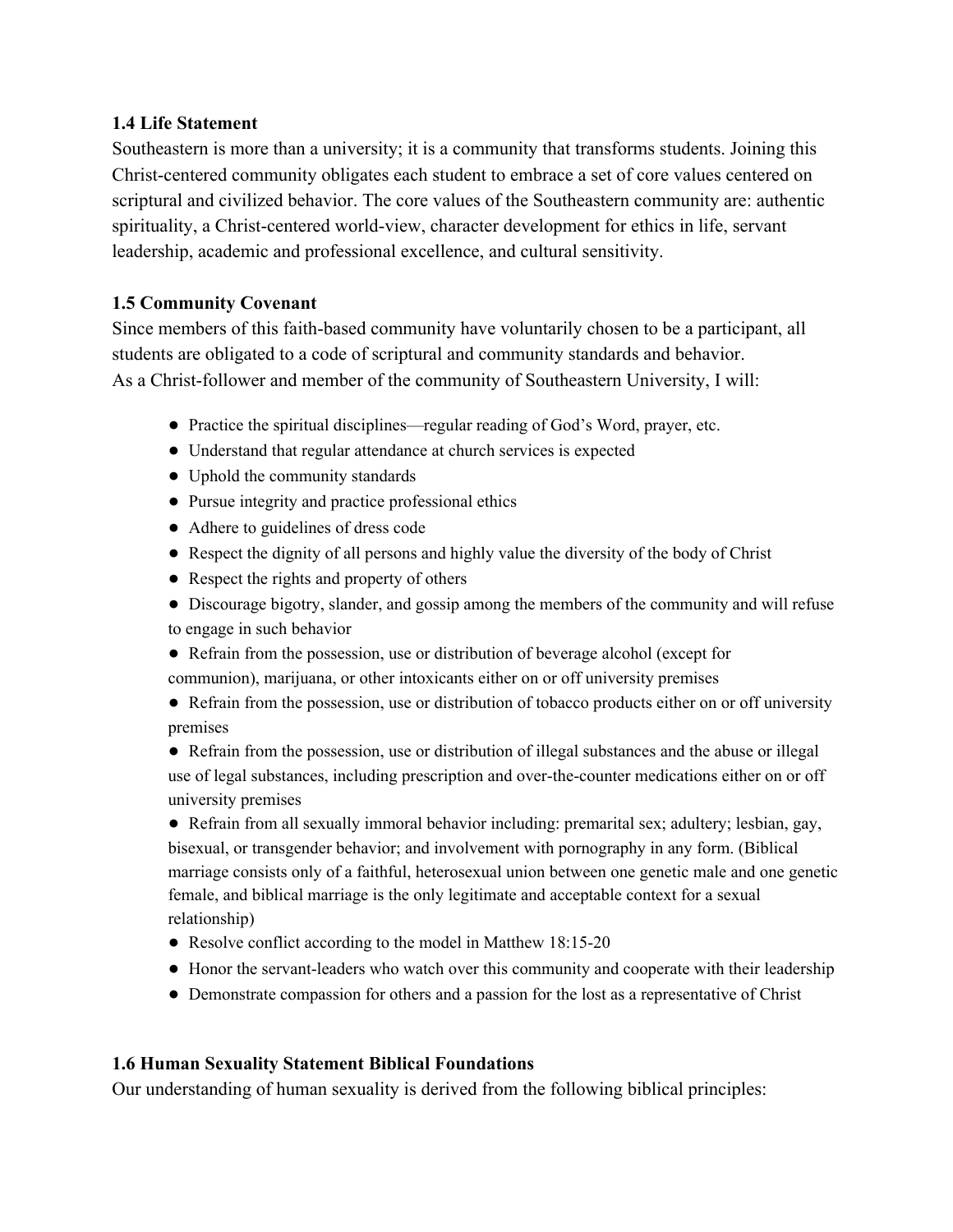**1.4 Life Statement**

Southeastern is more than a university; it is a community that transforms students. Joining this Christ-centered community obligates each student to embrace a set of core values centered on scriptural and civilized behavior. The core values of the Southeastern community are: authentic spirituality, a Christ-centered world-view, character development for ethics in life, servant leadership, academic and professional excellence, and cultural sensitivity.

**1.5 Community Covenant**

Since members of this faith-based community have voluntarily chosen to be a participant, all students are obligated to a code of scriptural and community standards and behavior.
As a Christ-follower and member of the community of Southeastern University, I will:

- Practice the spiritual disciplines—regular reading of God's Word, prayer, etc.
- Understand that regular attendance at church services is expected
- Uphold the community standards
- Pursue integrity and practice professional ethics
- Adhere to guidelines of dress code
- Respect the dignity of all persons and highly value the diversity of the body of Christ
- Respect the rights and property of others
- Discourage bigotry, slander, and gossip among the members of the community and will refuse to engage in such behavior
- Refrain from the possession, use or distribution of beverage alcohol (except for communion), marijuana, or other intoxicants either on or off university premises
- Refrain from the possession, use or distribution of tobacco products either on or off university premises
- Refrain from the possession, use or distribution of illegal substances and the abuse or illegal use of legal substances, including prescription and over-the-counter medications either on or off university premises
- Refrain from all sexually immoral behavior including: premarital sex; adultery; lesbian, gay, bisexual, or transgender behavior; and involvement with pornography in any form. (Biblical marriage consists only of a faithful, heterosexual union between one genetic male and one genetic female, and biblical marriage is the only legitimate and acceptable context for a sexual relationship)
- Resolve conflict according to the model in Matthew 18:15-20
- Honor the servant-leaders who watch over this community and cooperate with their leadership
- Demonstrate compassion for others and a passion for the lost as a representative of Christ

**1.6 Human Sexuality Statement Biblical Foundations**

Our understanding of human sexuality is derived from the following biblical principles: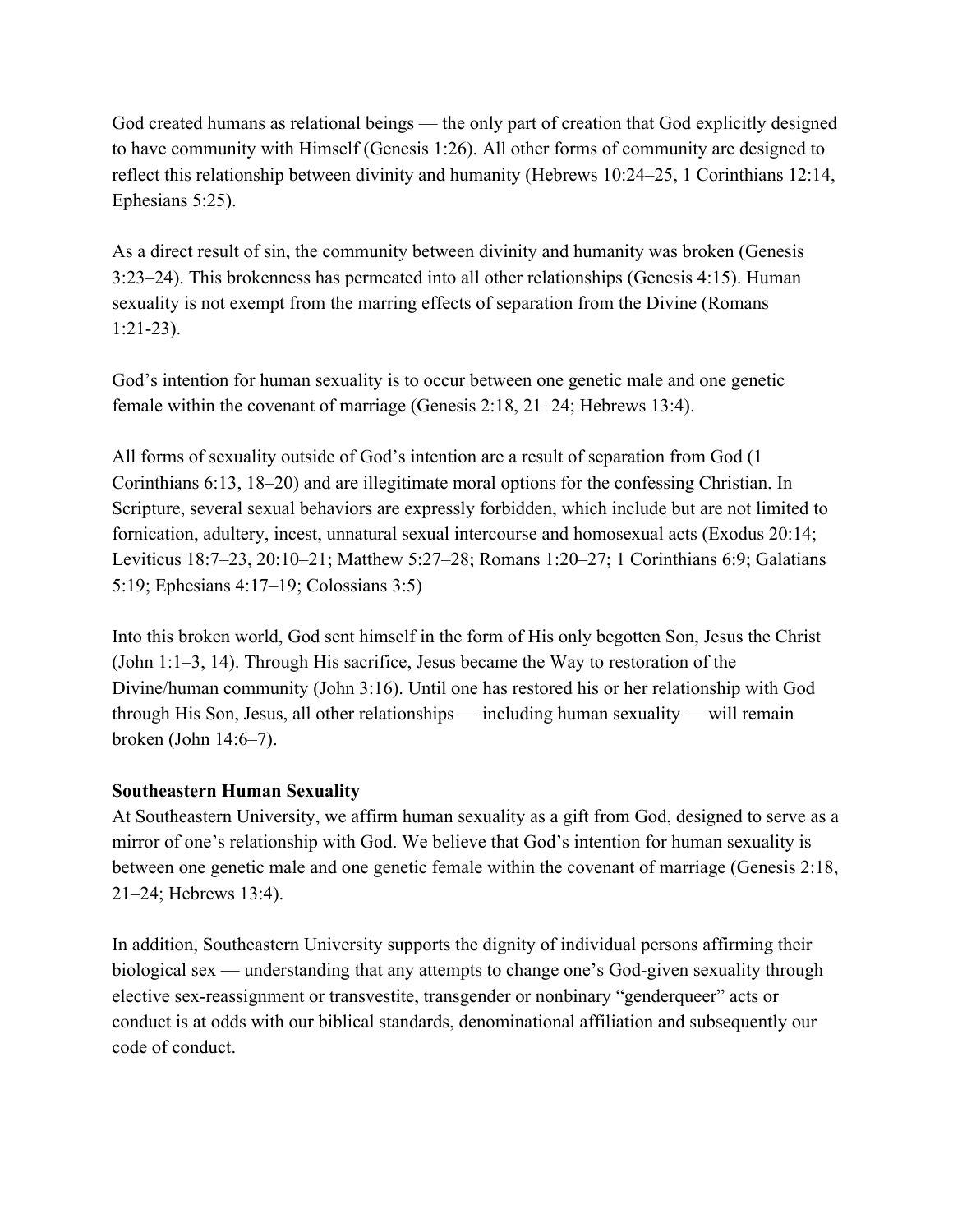God created humans as relational beings — the only part of creation that God explicitly designed to have community with Himself (Genesis 1:26). All other forms of community are designed to reflect this relationship between divinity and humanity (Hebrews 10:24–25, 1 Corinthians 12:14, Ephesians 5:25).

As a direct result of sin, the community between divinity and humanity was broken (Genesis 3:23–24). This brokenness has permeated into all other relationships (Genesis 4:15). Human sexuality is not exempt from the marring effects of separation from the Divine (Romans 1:21-23).

God's intention for human sexuality is to occur between one genetic male and one genetic female within the covenant of marriage (Genesis 2:18, 21–24; Hebrews 13:4).

All forms of sexuality outside of God's intention are a result of separation from God (1 Corinthians 6:13, 18–20) and are illegitimate moral options for the confessing Christian. In Scripture, several sexual behaviors are expressly forbidden, which include but are not limited to fornication, adultery, incest, unnatural sexual intercourse and homosexual acts (Exodus 20:14; Leviticus 18:7–23, 20:10–21; Matthew 5:27–28; Romans 1:20–27; 1 Corinthians 6:9; Galatians 5:19; Ephesians 4:17–19; Colossians 3:5)

Into this broken world, God sent himself in the form of His only begotten Son, Jesus the Christ (John 1:1–3, 14). Through His sacrifice, Jesus became the Way to restoration of the Divine/human community (John 3:16). Until one has restored his or her relationship with God through His Son, Jesus, all other relationships — including human sexuality — will remain broken (John 14:6–7).

**Southeastern Human Sexuality**

At Southeastern University, we affirm human sexuality as a gift from God, designed to serve as a mirror of one's relationship with God. We believe that God's intention for human sexuality is between one genetic male and one genetic female within the covenant of marriage (Genesis 2:18, 21–24; Hebrews 13:4).

In addition, Southeastern University supports the dignity of individual persons affirming their biological sex — understanding that any attempts to change one's God-given sexuality through elective sex-reassignment or transvestite, transgender or nonbinary "genderqueer" acts or conduct is at odds with our biblical standards, denominational affiliation and subsequently our code of conduct.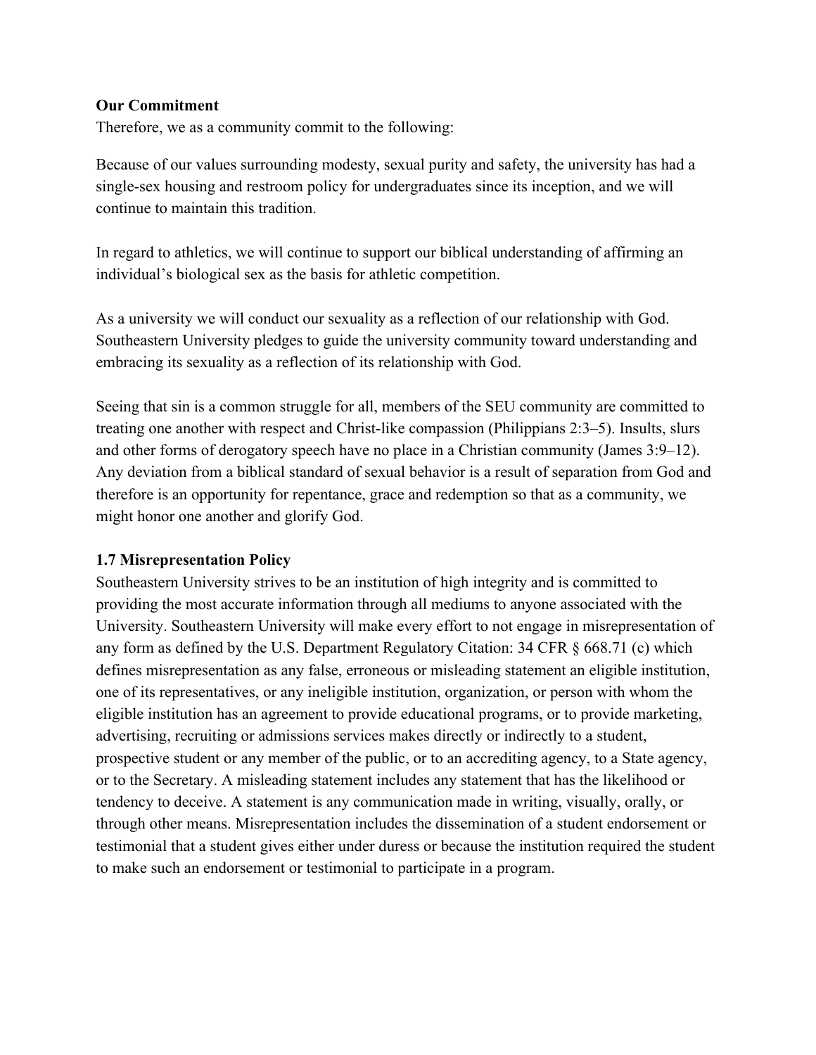**Our Commitment**

Therefore, we as a community commit to the following:

Because of our values surrounding modesty, sexual purity and safety, the university has had a single-sex housing and restroom policy for undergraduates since its inception, and we will continue to maintain this tradition.

In regard to athletics, we will continue to support our biblical understanding of affirming an individual's biological sex as the basis for athletic competition.

As a university we will conduct our sexuality as a reflection of our relationship with God. Southeastern University pledges to guide the university community toward understanding and embracing its sexuality as a reflection of its relationship with God.

Seeing that sin is a common struggle for all, members of the SEU community are committed to treating one another with respect and Christ-like compassion (Philippians 2:3–5). Insults, slurs and other forms of derogatory speech have no place in a Christian community (James 3:9–12). Any deviation from a biblical standard of sexual behavior is a result of separation from God and therefore is an opportunity for repentance, grace and redemption so that as a community, we might honor one another and glorify God.

### 1.7 Misrepresentation Policy

Southeastern University strives to be an institution of high integrity and is committed to providing the most accurate information through all mediums to anyone associated with the University. Southeastern University will make every effort to not engage in misrepresentation of any form as defined by the U.S. Department Regulatory Citation: 34 CFR § 668.71 (c) which defines misrepresentation as any false, erroneous or misleading statement an eligible institution, one of its representatives, or any ineligible institution, organization, or person with whom the eligible institution has an agreement to provide educational programs, or to provide marketing, advertising, recruiting or admissions services makes directly or indirectly to a student, prospective student or any member of the public, or to an accrediting agency, to a State agency, or to the Secretary. A misleading statement includes any statement that has the likelihood or tendency to deceive. A statement is any communication made in writing, visually, orally, or through other means. Misrepresentation includes the dissemination of a student endorsement or testimonial that a student gives either under duress or because the institution required the student to make such an endorsement or testimonial to participate in a program.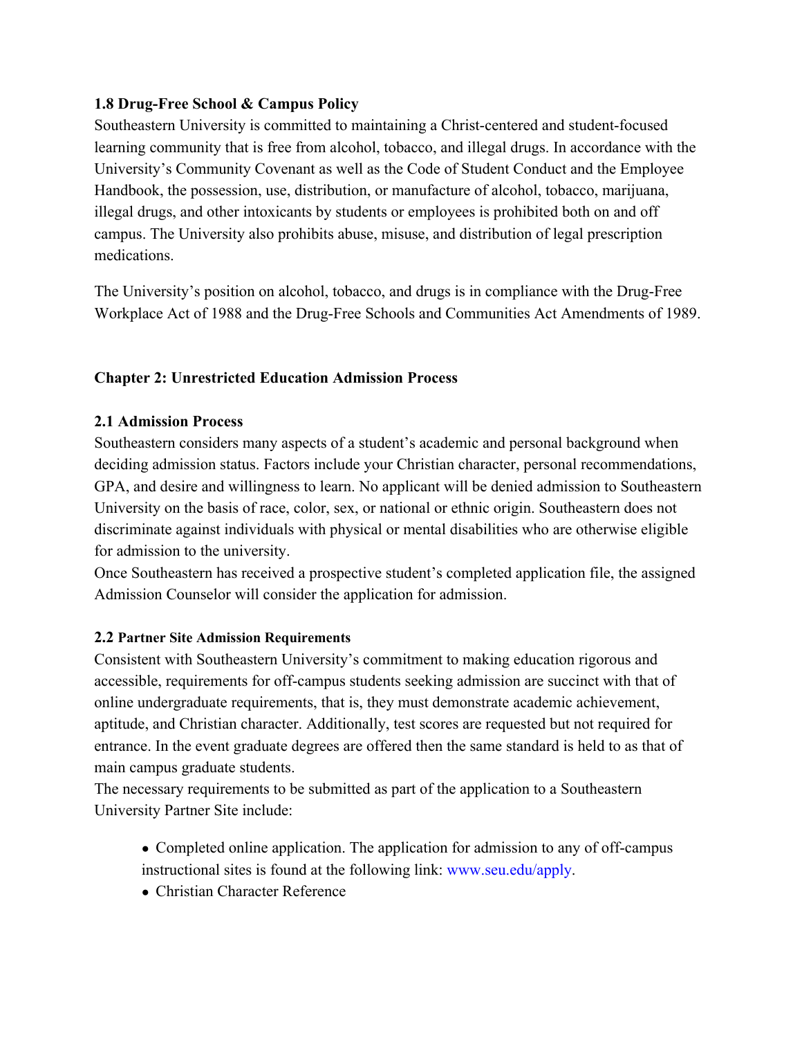**1.8 Drug-Free School & Campus Policy**

Southeastern University is committed to maintaining a Christ-centered and student-focused learning community that is free from alcohol, tobacco, and illegal drugs. In accordance with the University's Community Covenant as well as the Code of Student Conduct and the Employee Handbook, the possession, use, distribution, or manufacture of alcohol, tobacco, marijuana, illegal drugs, and other intoxicants by students or employees is prohibited both on and off campus. The University also prohibits abuse, misuse, and distribution of legal prescription medications.

The University's position on alcohol, tobacco, and drugs is in compliance with the Drug-Free Workplace Act of 1988 and the Drug-Free Schools and Communities Act Amendments of 1989.

## Chapter 2: Unrestricted Education Admission Process

**2.1 Admission Process**

Southeastern considers many aspects of a student's academic and personal background when deciding admission status. Factors include your Christian character, personal recommendations, GPA, and desire and willingness to learn. No applicant will be denied admission to Southeastern University on the basis of race, color, sex, or national or ethnic origin. Southeastern does not discriminate against individuals with physical or mental disabilities who are otherwise eligible for admission to the university.

Once Southeastern has received a prospective student's completed application file, the assigned Admission Counselor will consider the application for admission.

**2.2 Partner Site Admission Requirements**

Consistent with Southeastern University's commitment to making education rigorous and accessible, requirements for off-campus students seeking admission are succinct with that of online undergraduate requirements, that is, they must demonstrate academic achievement, aptitude, and Christian character. Additionally, test scores are requested but not required for entrance. In the event graduate degrees are offered then the same standard is held to as that of main campus graduate students.

The necessary requirements to be submitted as part of the application to a Southeastern University Partner Site include:

- Completed online application. The application for admission to any of off-campus instructional sites is found at the following link: www.seu.edu/apply.
- Christian Character Reference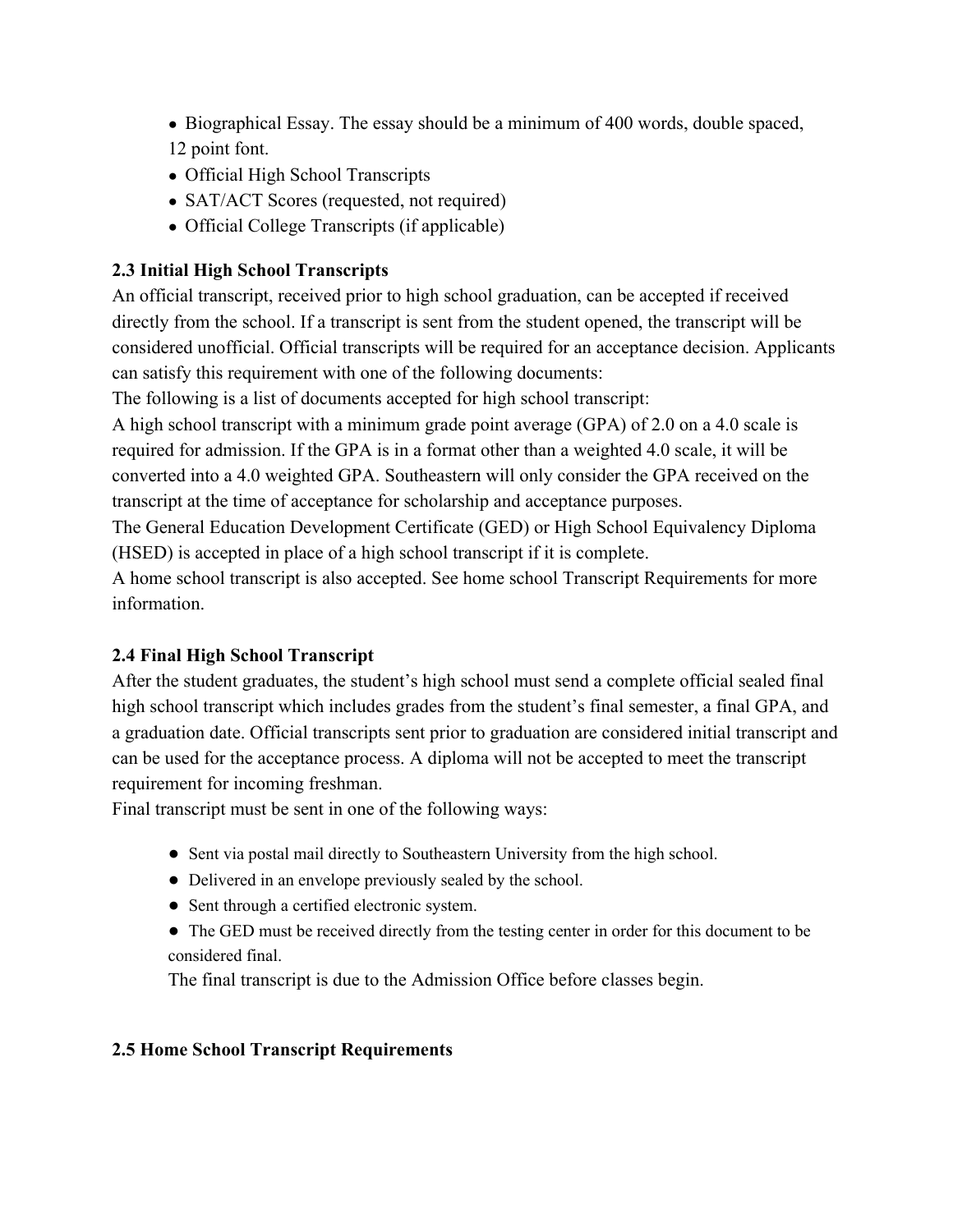- Biographical Essay. The essay should be a minimum of 400 words, double spaced, 12 point font.
- Official High School Transcripts
- SAT/ACT Scores (requested, not required)
- Official College Transcripts (if applicable)

**2.3 Initial High School Transcripts**

An official transcript, received prior to high school graduation, can be accepted if received directly from the school. If a transcript is sent from the student opened, the transcript will be considered unofficial. Official transcripts will be required for an acceptance decision. Applicants can satisfy this requirement with one of the following documents:

The following is a list of documents accepted for high school transcript:

A high school transcript with a minimum grade point average (GPA) of 2.0 on a 4.0 scale is required for admission. If the GPA is in a format other than a weighted 4.0 scale, it will be converted into a 4.0 weighted GPA. Southeastern will only consider the GPA received on the transcript at the time of acceptance for scholarship and acceptance purposes.

The General Education Development Certificate (GED) or High School Equivalency Diploma (HSED) is accepted in place of a high school transcript if it is complete.

A home school transcript is also accepted. See home school Transcript Requirements for more information.

**2.4 Final High School Transcript**

After the student graduates, the student's high school must send a complete official sealed final high school transcript which includes grades from the student's final semester, a final GPA, and a graduation date. Official transcripts sent prior to graduation are considered initial transcript and can be used for the acceptance process. A diploma will not be accepted to meet the transcript requirement for incoming freshman.

Final transcript must be sent in one of the following ways:

- Sent via postal mail directly to Southeastern University from the high school.
- Delivered in an envelope previously sealed by the school.
- Sent through a certified electronic system.
- The GED must be received directly from the testing center in order for this document to be considered final.

The final transcript is due to the Admission Office before classes begin.

**2.5 Home School Transcript Requirements**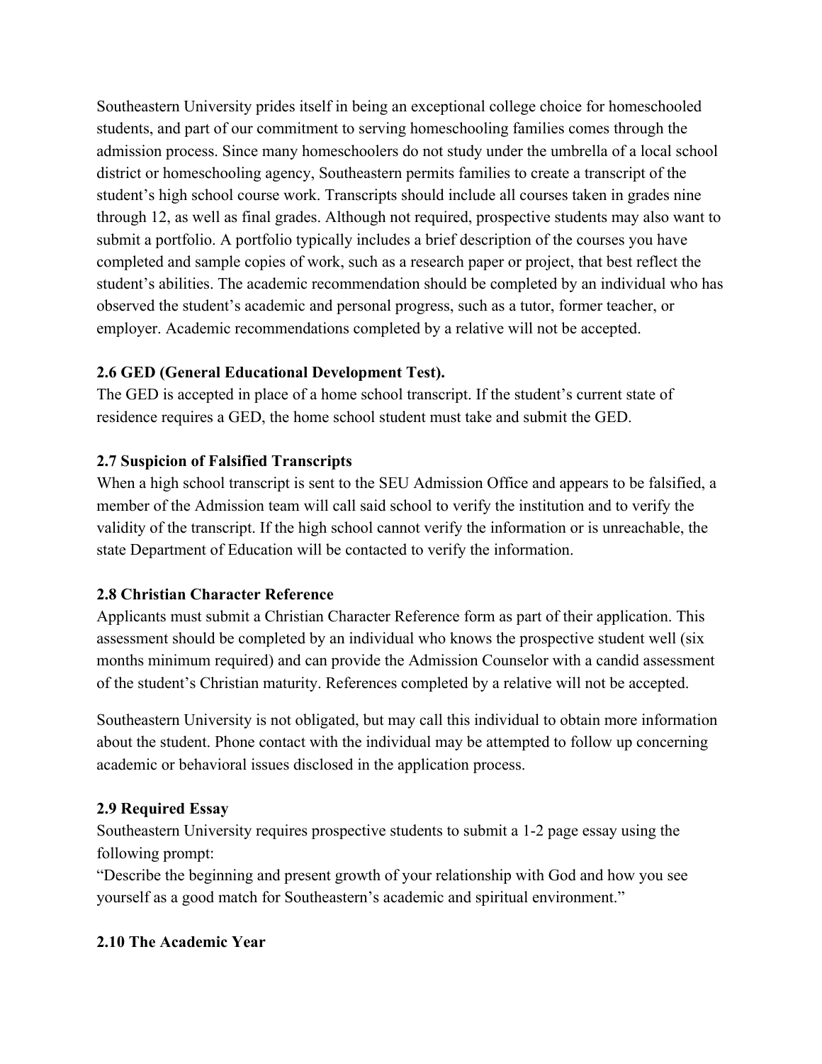Southeastern University prides itself in being an exceptional college choice for homeschooled students, and part of our commitment to serving homeschooling families comes through the admission process. Since many homeschoolers do not study under the umbrella of a local school district or homeschooling agency, Southeastern permits families to create a transcript of the student's high school course work. Transcripts should include all courses taken in grades nine through 12, as well as final grades. Although not required, prospective students may also want to submit a portfolio. A portfolio typically includes a brief description of the courses you have completed and sample copies of work, such as a research paper or project, that best reflect the student's abilities. The academic recommendation should be completed by an individual who has observed the student's academic and personal progress, such as a tutor, former teacher, or employer. Academic recommendations completed by a relative will not be accepted.

### 2.6 GED (General Educational Development Test).

The GED is accepted in place of a home school transcript. If the student's current state of residence requires a GED, the home school student must take and submit the GED.

### 2.7 Suspicion of Falsified Transcripts

When a high school transcript is sent to the SEU Admission Office and appears to be falsified, a member of the Admission team will call said school to verify the institution and to verify the validity of the transcript. If the high school cannot verify the information or is unreachable, the state Department of Education will be contacted to verify the information.

### 2.8 Christian Character Reference

Applicants must submit a Christian Character Reference form as part of their application. This assessment should be completed by an individual who knows the prospective student well (six months minimum required) and can provide the Admission Counselor with a candid assessment of the student's Christian maturity. References completed by a relative will not be accepted.

Southeastern University is not obligated, but may call this individual to obtain more information about the student. Phone contact with the individual may be attempted to follow up concerning academic or behavioral issues disclosed in the application process.

### 2.9 Required Essay

Southeastern University requires prospective students to submit a 1-2 page essay using the following prompt:

"Describe the beginning and present growth of your relationship with God and how you see yourself as a good match for Southeastern's academic and spiritual environment."

### 2.10 The Academic Year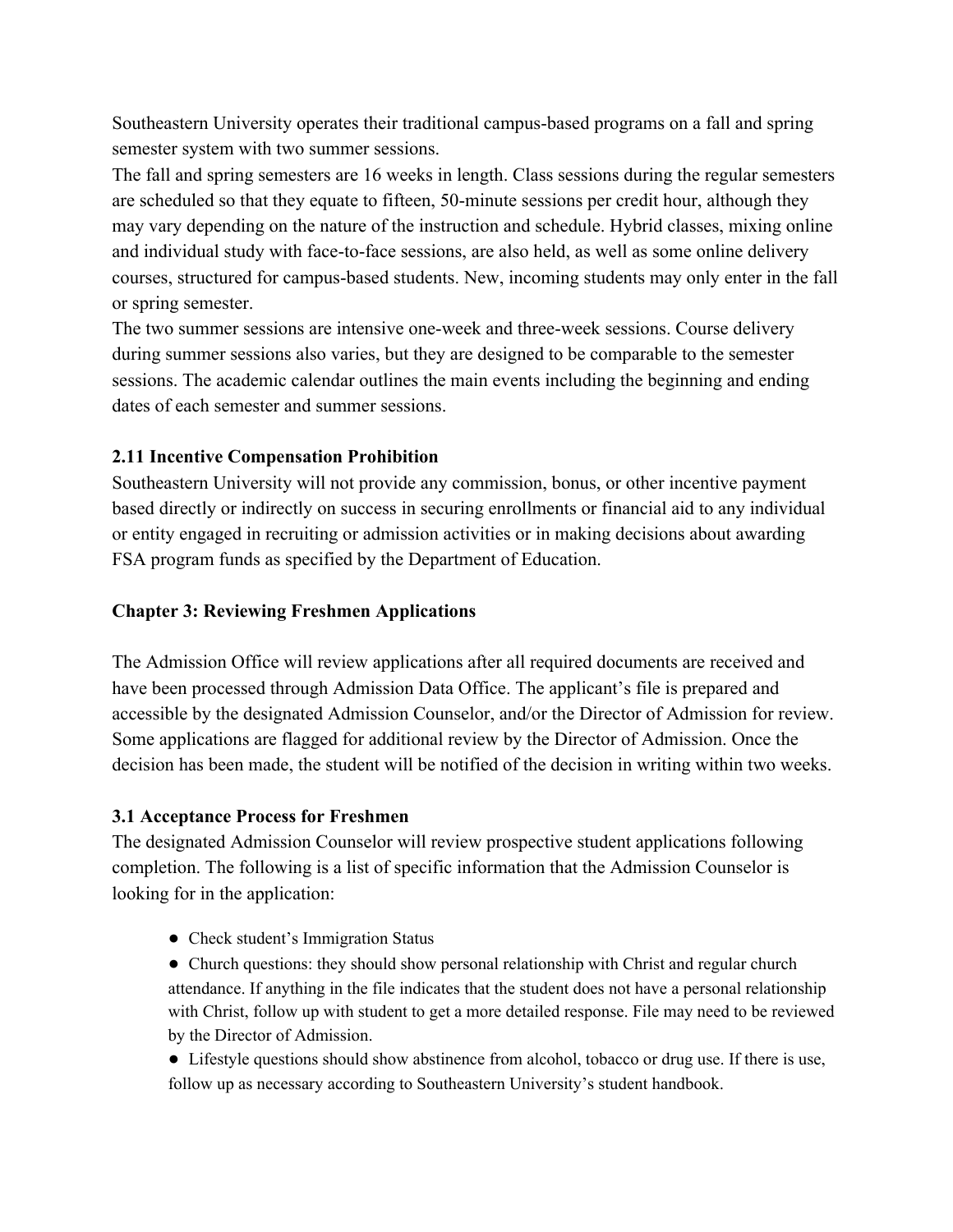Southeastern University operates their traditional campus-based programs on a fall and spring semester system with two summer sessions.

The fall and spring semesters are 16 weeks in length. Class sessions during the regular semesters are scheduled so that they equate to fifteen, 50-minute sessions per credit hour, although they may vary depending on the nature of the instruction and schedule. Hybrid classes, mixing online and individual study with face-to-face sessions, are also held, as well as some online delivery courses, structured for campus-based students. New, incoming students may only enter in the fall or spring semester.

The two summer sessions are intensive one-week and three-week sessions. Course delivery during summer sessions also varies, but they are designed to be comparable to the semester sessions. The academic calendar outlines the main events including the beginning and ending dates of each semester and summer sessions.

### 2.11 Incentive Compensation Prohibition

Southeastern University will not provide any commission, bonus, or other incentive payment based directly or indirectly on success in securing enrollments or financial aid to any individual or entity engaged in recruiting or admission activities or in making decisions about awarding FSA program funds as specified by the Department of Education.

## Chapter 3: Reviewing Freshmen Applications

The Admission Office will review applications after all required documents are received and have been processed through Admission Data Office. The applicant's file is prepared and accessible by the designated Admission Counselor, and/or the Director of Admission for review. Some applications are flagged for additional review by the Director of Admission. Once the decision has been made, the student will be notified of the decision in writing within two weeks.

### 3.1 Acceptance Process for Freshmen

The designated Admission Counselor will review prospective student applications following completion. The following is a list of specific information that the Admission Counselor is looking for in the application:

- Check student's Immigration Status
- Church questions: they should show personal relationship with Christ and regular church attendance. If anything in the file indicates that the student does not have a personal relationship with Christ, follow up with student to get a more detailed response. File may need to be reviewed by the Director of Admission.
- Lifestyle questions should show abstinence from alcohol, tobacco or drug use. If there is use, follow up as necessary according to Southeastern University's student handbook.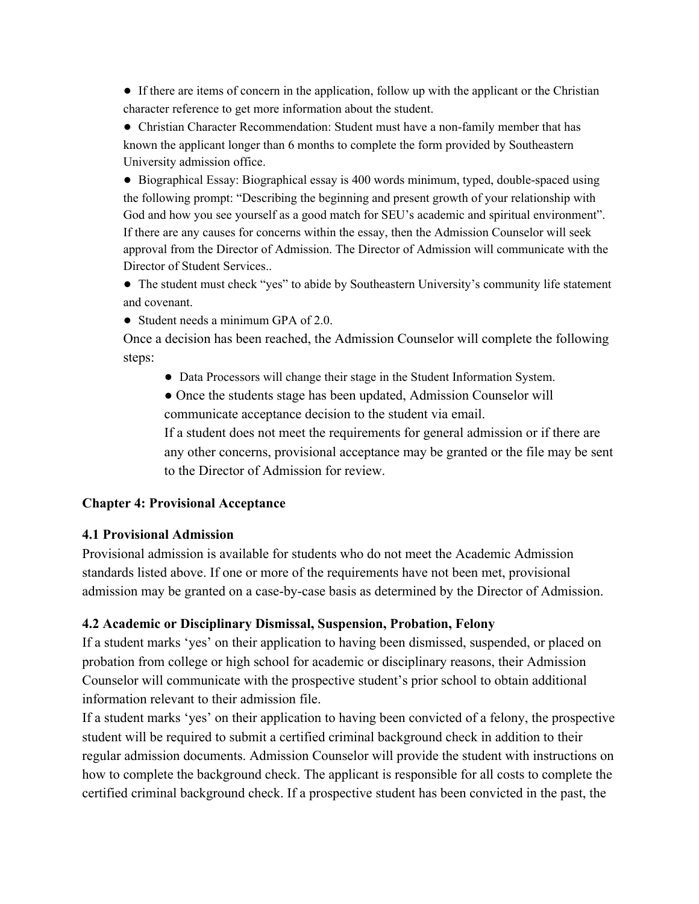- If there are items of concern in the application, follow up with the applicant or the Christian character reference to get more information about the student.
- Christian Character Recommendation: Student must have a non-family member that has known the applicant longer than 6 months to complete the form provided by Southeastern University admission office.
- Biographical Essay: Biographical essay is 400 words minimum, typed, double-spaced using the following prompt: "Describing the beginning and present growth of your relationship with God and how you see yourself as a good match for SEU's academic and spiritual environment". If there are any causes for concerns within the essay, then the Admission Counselor will seek approval from the Director of Admission. The Director of Admission will communicate with the Director of Student Services..
- The student must check "yes" to abide by Southeastern University's community life statement and covenant.
- Student needs a minimum GPA of 2.0.

Once a decision has been reached, the Admission Counselor will complete the following steps:

- Data Processors will change their stage in the Student Information System.
- Once the students stage has been updated, Admission Counselor will communicate acceptance decision to the student via email.

If a student does not meet the requirements for general admission or if there are any other concerns, provisional acceptance may be granted or the file may be sent to the Director of Admission for review.

## Chapter 4: Provisional Acceptance

### 4.1 Provisional Admission

Provisional admission is available for students who do not meet the Academic Admission standards listed above. If one or more of the requirements have not been met, provisional admission may be granted on a case-by-case basis as determined by the Director of Admission.

### 4.2 Academic or Disciplinary Dismissal, Suspension, Probation, Felony

If a student marks 'yes' on their application to having been dismissed, suspended, or placed on probation from college or high school for academic or disciplinary reasons, their Admission Counselor will communicate with the prospective student's prior school to obtain additional information relevant to their admission file.

If a student marks 'yes' on their application to having been convicted of a felony, the prospective student will be required to submit a certified criminal background check in addition to their regular admission documents. Admission Counselor will provide the student with instructions on how to complete the background check. The applicant is responsible for all costs to complete the certified criminal background check. If a prospective student has been convicted in the past, the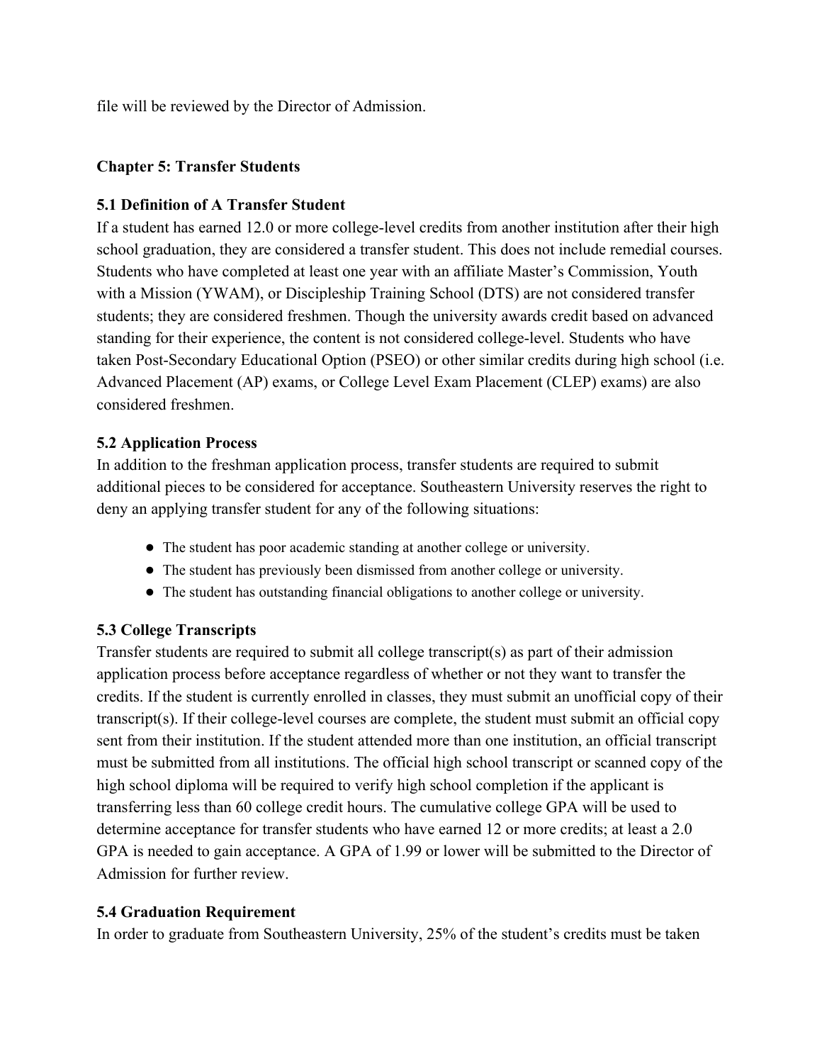file will be reviewed by the Director of Admission.

## Chapter 5: Transfer Students

### 5.1 Definition of A Transfer Student

If a student has earned 12.0 or more college-level credits from another institution after their high school graduation, they are considered a transfer student. This does not include remedial courses. Students who have completed at least one year with an affiliate Master's Commission, Youth with a Mission (YWAM), or Discipleship Training School (DTS) are not considered transfer students; they are considered freshmen. Though the university awards credit based on advanced standing for their experience, the content is not considered college-level. Students who have taken Post-Secondary Educational Option (PSEO) or other similar credits during high school (i.e. Advanced Placement (AP) exams, or College Level Exam Placement (CLEP) exams) are also considered freshmen.

### 5.2 Application Process

In addition to the freshman application process, transfer students are required to submit additional pieces to be considered for acceptance. Southeastern University reserves the right to deny an applying transfer student for any of the following situations:

- The student has poor academic standing at another college or university.
- The student has previously been dismissed from another college or university.
- The student has outstanding financial obligations to another college or university.

### 5.3 College Transcripts

Transfer students are required to submit all college transcript(s) as part of their admission application process before acceptance regardless of whether or not they want to transfer the credits. If the student is currently enrolled in classes, they must submit an unofficial copy of their transcript(s). If their college-level courses are complete, the student must submit an official copy sent from their institution. If the student attended more than one institution, an official transcript must be submitted from all institutions. The official high school transcript or scanned copy of the high school diploma will be required to verify high school completion if the applicant is transferring less than 60 college credit hours. The cumulative college GPA will be used to determine acceptance for transfer students who have earned 12 or more credits; at least a 2.0 GPA is needed to gain acceptance. A GPA of 1.99 or lower will be submitted to the Director of Admission for further review.

### 5.4 Graduation Requirement

In order to graduate from Southeastern University, 25% of the student's credits must be taken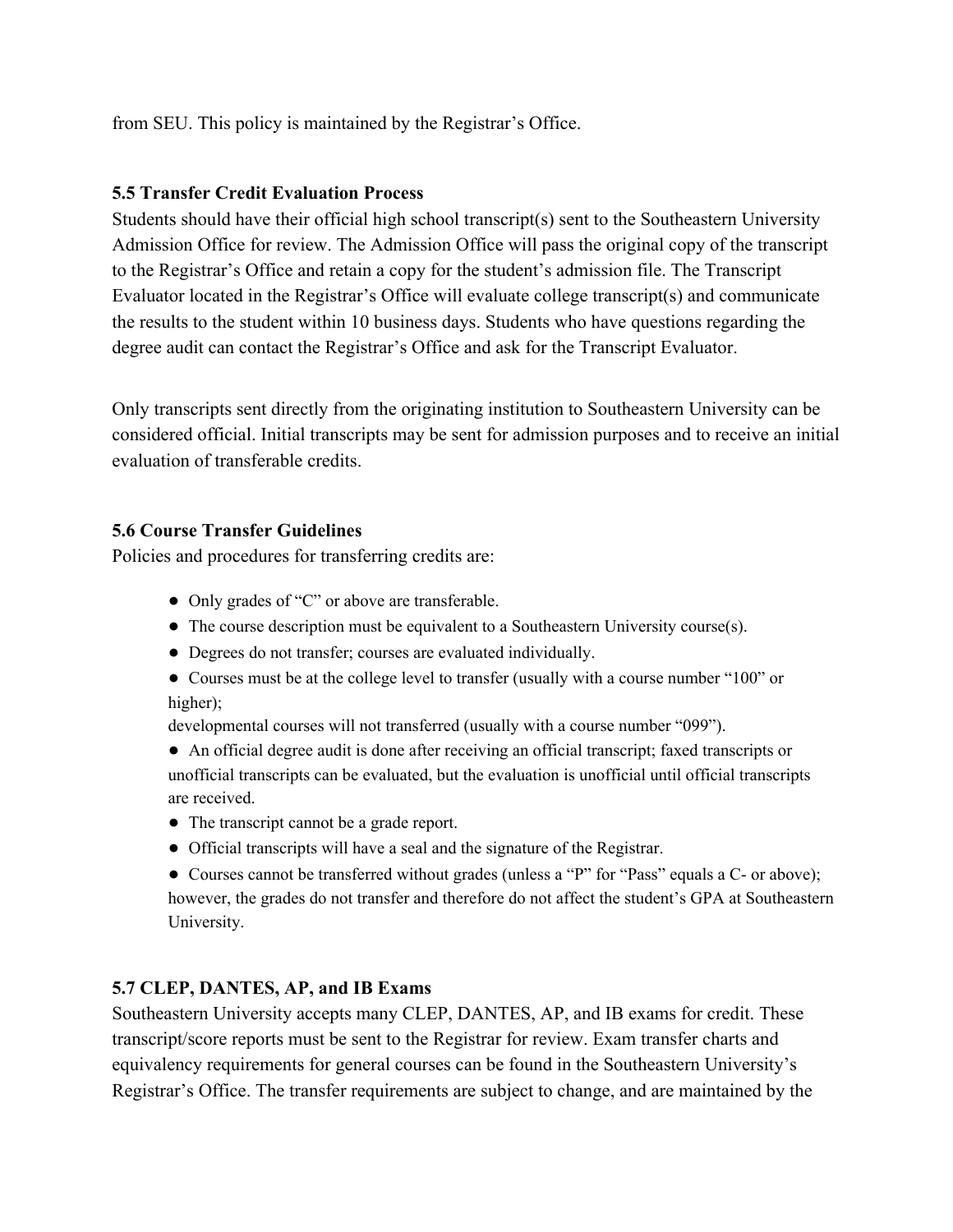from SEU. This policy is maintained by the Registrar's Office.

### 5.5 Transfer Credit Evaluation Process

Students should have their official high school transcript(s) sent to the Southeastern University Admission Office for review. The Admission Office will pass the original copy of the transcript to the Registrar's Office and retain a copy for the student's admission file. The Transcript Evaluator located in the Registrar's Office will evaluate college transcript(s) and communicate the results to the student within 10 business days. Students who have questions regarding the degree audit can contact the Registrar's Office and ask for the Transcript Evaluator.

Only transcripts sent directly from the originating institution to Southeastern University can be considered official. Initial transcripts may be sent for admission purposes and to receive an initial evaluation of transferable credits.

### 5.6 Course Transfer Guidelines

Policies and procedures for transferring credits are:

- Only grades of "C" or above are transferable.
- The course description must be equivalent to a Southeastern University course(s).
- Degrees do not transfer; courses are evaluated individually.
- Courses must be at the college level to transfer (usually with a course number "100" or higher);
  developmental courses will not transferred (usually with a course number "099").
- An official degree audit is done after receiving an official transcript; faxed transcripts or unofficial transcripts can be evaluated, but the evaluation is unofficial until official transcripts are received.
- The transcript cannot be a grade report.
- Official transcripts will have a seal and the signature of the Registrar.
- Courses cannot be transferred without grades (unless a "P" for "Pass" equals a C- or above); however, the grades do not transfer and therefore do not affect the student's GPA at Southeastern University.

### 5.7 CLEP, DANTES, AP, and IB Exams

Southeastern University accepts many CLEP, DANTES, AP, and IB exams for credit. These transcript/score reports must be sent to the Registrar for review. Exam transfer charts and equivalency requirements for general courses can be found in the Southeastern University's Registrar's Office. The transfer requirements are subject to change, and are maintained by the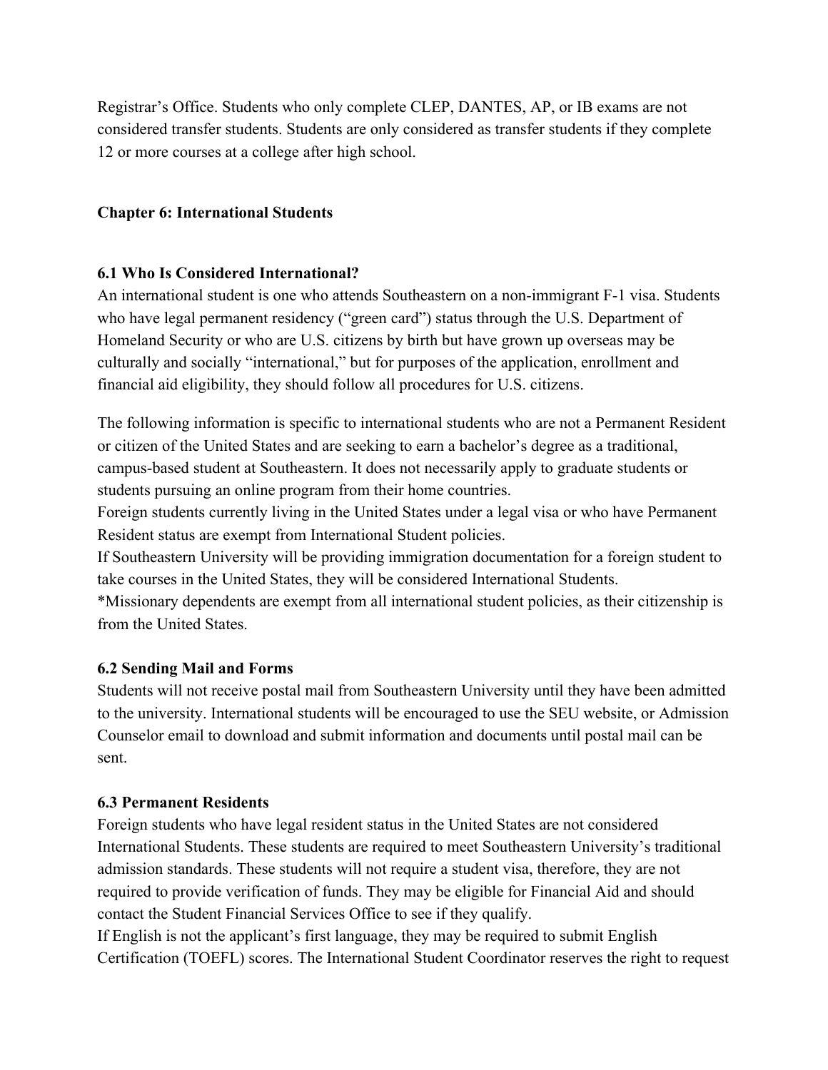Registrar's Office. Students who only complete CLEP, DANTES, AP, or IB exams are not considered transfer students. Students are only considered as transfer students if they complete 12 or more courses at a college after high school.

## Chapter 6: International Students

### 6.1 Who Is Considered International?

An international student is one who attends Southeastern on a non-immigrant F-1 visa. Students who have legal permanent residency ("green card") status through the U.S. Department of Homeland Security or who are U.S. citizens by birth but have grown up overseas may be culturally and socially "international," but for purposes of the application, enrollment and financial aid eligibility, they should follow all procedures for U.S. citizens.

The following information is specific to international students who are not a Permanent Resident or citizen of the United States and are seeking to earn a bachelor's degree as a traditional, campus-based student at Southeastern. It does not necessarily apply to graduate students or students pursuing an online program from their home countries.

Foreign students currently living in the United States under a legal visa or who have Permanent Resident status are exempt from International Student policies.

If Southeastern University will be providing immigration documentation for a foreign student to take courses in the United States, they will be considered International Students.

*Missionary dependents are exempt from all international student policies, as their citizenship is from the United States.

### 6.2 Sending Mail and Forms

Students will not receive postal mail from Southeastern University until they have been admitted to the university. International students will be encouraged to use the SEU website, or Admission Counselor email to download and submit information and documents until postal mail can be sent.

### 6.3 Permanent Residents

Foreign students who have legal resident status in the United States are not considered International Students. These students are required to meet Southeastern University's traditional admission standards. These students will not require a student visa, therefore, they are not required to provide verification of funds. They may be eligible for Financial Aid and should contact the Student Financial Services Office to see if they qualify.

If English is not the applicant's first language, they may be required to submit English Certification (TOEFL) scores. The International Student Coordinator reserves the right to request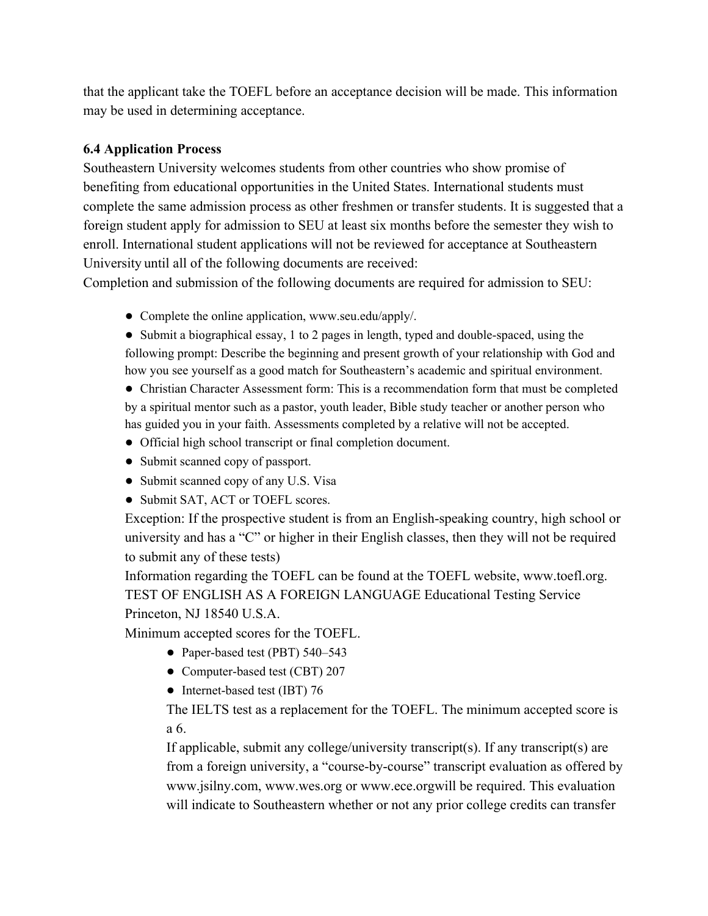that the applicant take the TOEFL before an acceptance decision will be made. This information may be used in determining acceptance.

**6.4 Application Process**

Southeastern University welcomes students from other countries who show promise of benefiting from educational opportunities in the United States. International students must complete the same admission process as other freshmen or transfer students. It is suggested that a foreign student apply for admission to SEU at least six months before the semester they wish to enroll. International student applications will not be reviewed for acceptance at Southeastern University until all of the following documents are received:

Completion and submission of the following documents are required for admission to SEU:

- Complete the online application, www.seu.edu/apply/.
- Submit a biographical essay, 1 to 2 pages in length, typed and double-spaced, using the following prompt: Describe the beginning and present growth of your relationship with God and how you see yourself as a good match for Southeastern's academic and spiritual environment.
- Christian Character Assessment form: This is a recommendation form that must be completed by a spiritual mentor such as a pastor, youth leader, Bible study teacher or another person who has guided you in your faith. Assessments completed by a relative will not be accepted.
- Official high school transcript or final completion document.
- Submit scanned copy of passport.
- Submit scanned copy of any U.S. Visa
- Submit SAT, ACT or TOEFL scores.

  Exception: If the prospective student is from an English-speaking country, high school or university and has a "C" or higher in their English classes, then they will not be required to submit any of these tests)

  Information regarding the TOEFL can be found at the TOEFL website, www.toefl.org. TEST OF ENGLISH AS A FOREIGN LANGUAGE Educational Testing Service Princeton, NJ 18540 U.S.A.

  Minimum accepted scores for the TOEFL.

  - Paper-based test (PBT) 540–543
  - Computer-based test (CBT) 207
  - Internet-based test (IBT) 76

    The IELTS test as a replacement for the TOEFL. The minimum accepted score is a 6.

    If applicable, submit any college/university transcript(s). If any transcript(s) are from a foreign university, a "course-by-course" transcript evaluation as offered by www.jsilny.com, www.wes.org or www.ece.orgwill be required. This evaluation will indicate to Southeastern whether or not any prior college credits can transfer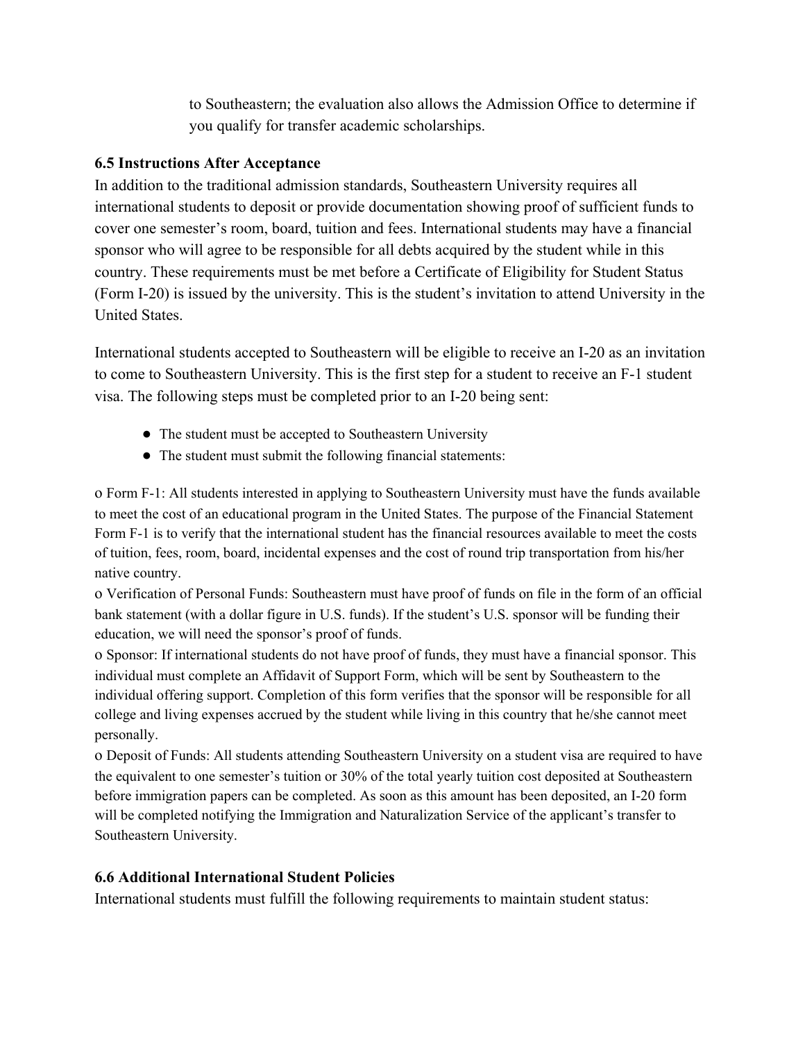to Southeastern; the evaluation also allows the Admission Office to determine if you qualify for transfer academic scholarships.

### 6.5 Instructions After Acceptance

In addition to the traditional admission standards, Southeastern University requires all international students to deposit or provide documentation showing proof of sufficient funds to cover one semester's room, board, tuition and fees. International students may have a financial sponsor who will agree to be responsible for all debts acquired by the student while in this country. These requirements must be met before a Certificate of Eligibility for Student Status (Form I-20) is issued by the university. This is the student's invitation to attend University in the United States.

International students accepted to Southeastern will be eligible to receive an I-20 as an invitation to come to Southeastern University. This is the first step for a student to receive an F-1 student visa. The following steps must be completed prior to an I-20 being sent:

- The student must be accepted to Southeastern University
- The student must submit the following financial statements:

o Form F-1: All students interested in applying to Southeastern University must have the funds available to meet the cost of an educational program in the United States. The purpose of the Financial Statement Form F-1 is to verify that the international student has the financial resources available to meet the costs of tuition, fees, room, board, incidental expenses and the cost of round trip transportation from his/her native country.

o Verification of Personal Funds: Southeastern must have proof of funds on file in the form of an official bank statement (with a dollar figure in U.S. funds). If the student's U.S. sponsor will be funding their education, we will need the sponsor's proof of funds.

o Sponsor: If international students do not have proof of funds, they must have a financial sponsor. This individual must complete an Affidavit of Support Form, which will be sent by Southeastern to the individual offering support. Completion of this form verifies that the sponsor will be responsible for all college and living expenses accrued by the student while living in this country that he/she cannot meet personally.

o Deposit of Funds: All students attending Southeastern University on a student visa are required to have the equivalent to one semester's tuition or 30% of the total yearly tuition cost deposited at Southeastern before immigration papers can be completed. As soon as this amount has been deposited, an I-20 form will be completed notifying the Immigration and Naturalization Service of the applicant's transfer to Southeastern University.

### 6.6 Additional International Student Policies

International students must fulfill the following requirements to maintain student status: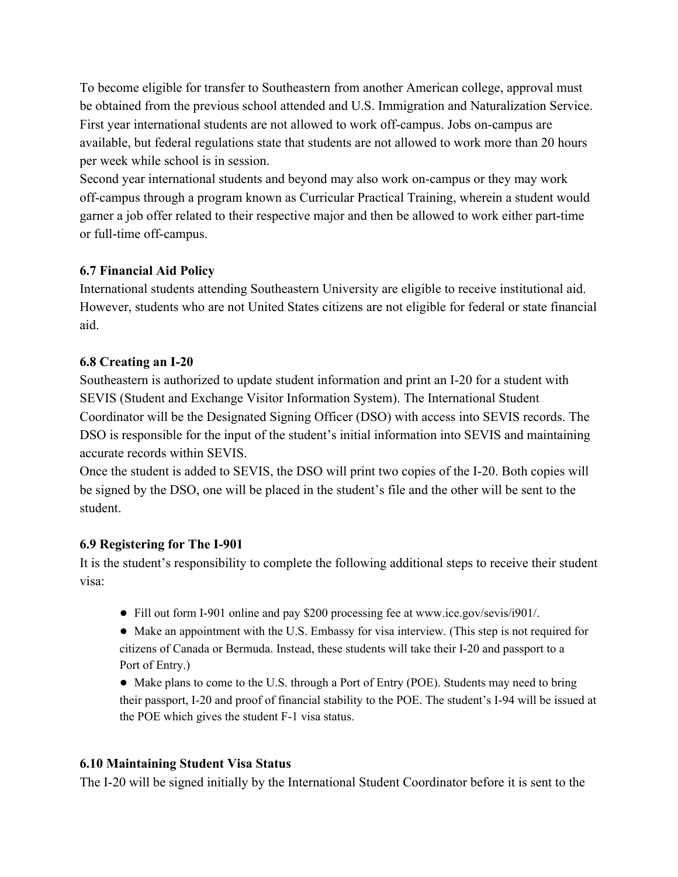To become eligible for transfer to Southeastern from another American college, approval must be obtained from the previous school attended and U.S. Immigration and Naturalization Service.
First year international students are not allowed to work off-campus. Jobs on-campus are available, but federal regulations state that students are not allowed to work more than 20 hours per week while school is in session.
Second year international students and beyond may also work on-campus or they may work off-campus through a program known as Curricular Practical Training, wherein a student would garner a job offer related to their respective major and then be allowed to work either part-time or full-time off-campus.

### 6.7 Financial Aid Policy

International students attending Southeastern University are eligible to receive institutional aid. However, students who are not United States citizens are not eligible for federal or state financial aid.

### 6.8 Creating an I-20

Southeastern is authorized to update student information and print an I-20 for a student with SEVIS (Student and Exchange Visitor Information System). The International Student Coordinator will be the Designated Signing Officer (DSO) with access into SEVIS records. The DSO is responsible for the input of the student's initial information into SEVIS and maintaining accurate records within SEVIS.
Once the student is added to SEVIS, the DSO will print two copies of the I-20. Both copies will be signed by the DSO, one will be placed in the student's file and the other will be sent to the student.

### 6.9 Registering for The I-901

It is the student's responsibility to complete the following additional steps to receive their student visa:

- Fill out form I-901 online and pay $200 processing fee at www.ice.gov/sevis/i901/.
- Make an appointment with the U.S. Embassy for visa interview. (This step is not required for citizens of Canada or Bermuda. Instead, these students will take their I-20 and passport to a Port of Entry.)
- Make plans to come to the U.S. through a Port of Entry (POE). Students may need to bring their passport, I-20 and proof of financial stability to the POE. The student's I-94 will be issued at the POE which gives the student F-1 visa status.

### 6.10 Maintaining Student Visa Status

The I-20 will be signed initially by the International Student Coordinator before it is sent to the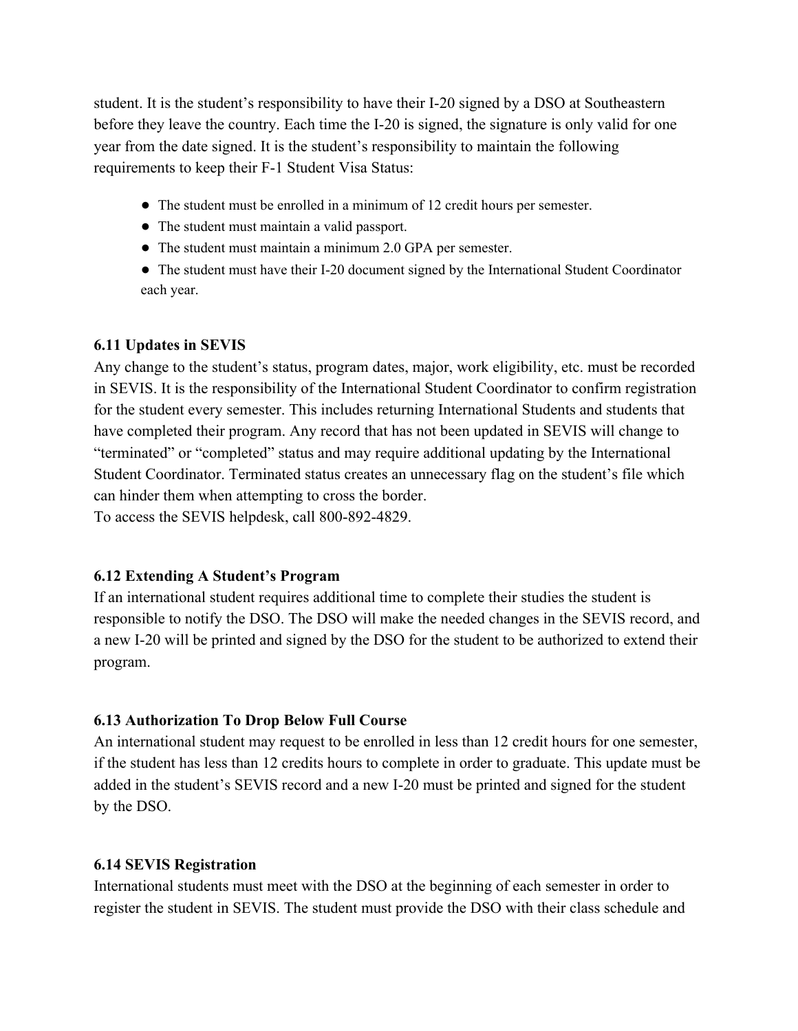student. It is the student's responsibility to have their I-20 signed by a DSO at Southeastern before they leave the country. Each time the I-20 is signed, the signature is only valid for one year from the date signed. It is the student's responsibility to maintain the following requirements to keep their F-1 Student Visa Status:

- The student must be enrolled in a minimum of 12 credit hours per semester.
- The student must maintain a valid passport.
- The student must maintain a minimum 2.0 GPA per semester.
- The student must have their I-20 document signed by the International Student Coordinator each year.

**6.11 Updates in SEVIS**

Any change to the student's status, program dates, major, work eligibility, etc. must be recorded in SEVIS. It is the responsibility of the International Student Coordinator to confirm registration for the student every semester. This includes returning International Students and students that have completed their program. Any record that has not been updated in SEVIS will change to "terminated" or "completed" status and may require additional updating by the International Student Coordinator. Terminated status creates an unnecessary flag on the student's file which can hinder them when attempting to cross the border.

To access the SEVIS helpdesk, call 800-892-4829.

**6.12 Extending A Student's Program**

If an international student requires additional time to complete their studies the student is responsible to notify the DSO. The DSO will make the needed changes in the SEVIS record, and a new I-20 will be printed and signed by the DSO for the student to be authorized to extend their program.

**6.13 Authorization To Drop Below Full Course**

An international student may request to be enrolled in less than 12 credit hours for one semester, if the student has less than 12 credits hours to complete in order to graduate. This update must be added in the student's SEVIS record and a new I-20 must be printed and signed for the student by the DSO.

**6.14 SEVIS Registration**

International students must meet with the DSO at the beginning of each semester in order to register the student in SEVIS. The student must provide the DSO with their class schedule and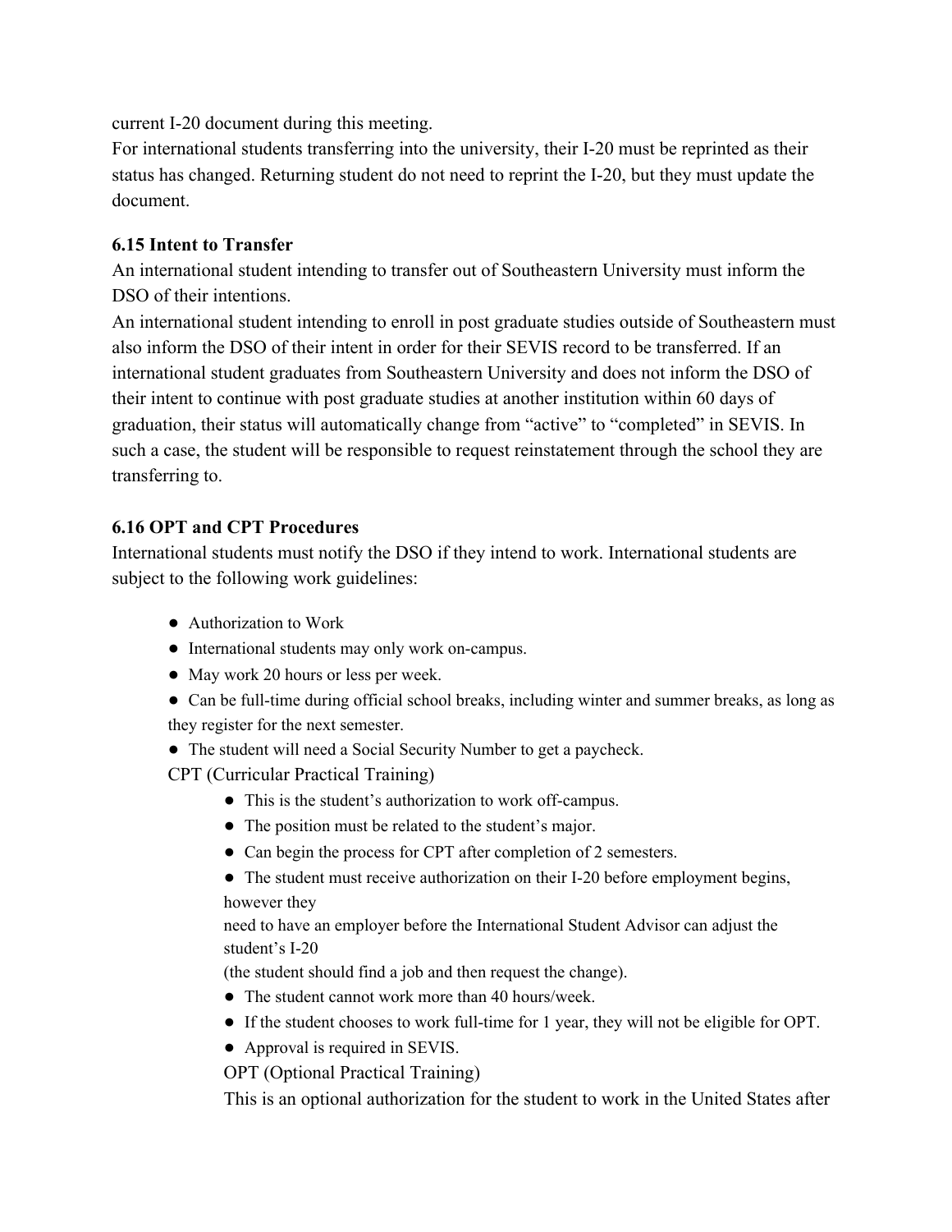current I-20 document during this meeting.

For international students transferring into the university, their I-20 must be reprinted as their status has changed. Returning student do not need to reprint the I-20, but they must update the document.

### 6.15 Intent to Transfer

An international student intending to transfer out of Southeastern University must inform the DSO of their intentions.

An international student intending to enroll in post graduate studies outside of Southeastern must also inform the DSO of their intent in order for their SEVIS record to be transferred. If an international student graduates from Southeastern University and does not inform the DSO of their intent to continue with post graduate studies at another institution within 60 days of graduation, their status will automatically change from "active" to "completed" in SEVIS. In such a case, the student will be responsible to request reinstatement through the school they are transferring to.

### 6.16 OPT and CPT Procedures

International students must notify the DSO if they intend to work. International students are subject to the following work guidelines:

- Authorization to Work
- International students may only work on-campus.
- May work 20 hours or less per week.
- Can be full-time during official school breaks, including winter and summer breaks, as long as they register for the next semester.
- The student will need a Social Security Number to get a paycheck.

CPT (Curricular Practical Training)

- This is the student's authorization to work off-campus.
- The position must be related to the student's major.
- Can begin the process for CPT after completion of 2 semesters.
- The student must receive authorization on their I-20 before employment begins, however they need to have an employer before the International Student Advisor can adjust the student's I-20 (the student should find a job and then request the change).
- The student cannot work more than 40 hours/week.
- If the student chooses to work full-time for 1 year, they will not be eligible for OPT.
- Approval is required in SEVIS.

OPT (Optional Practical Training)

This is an optional authorization for the student to work in the United States after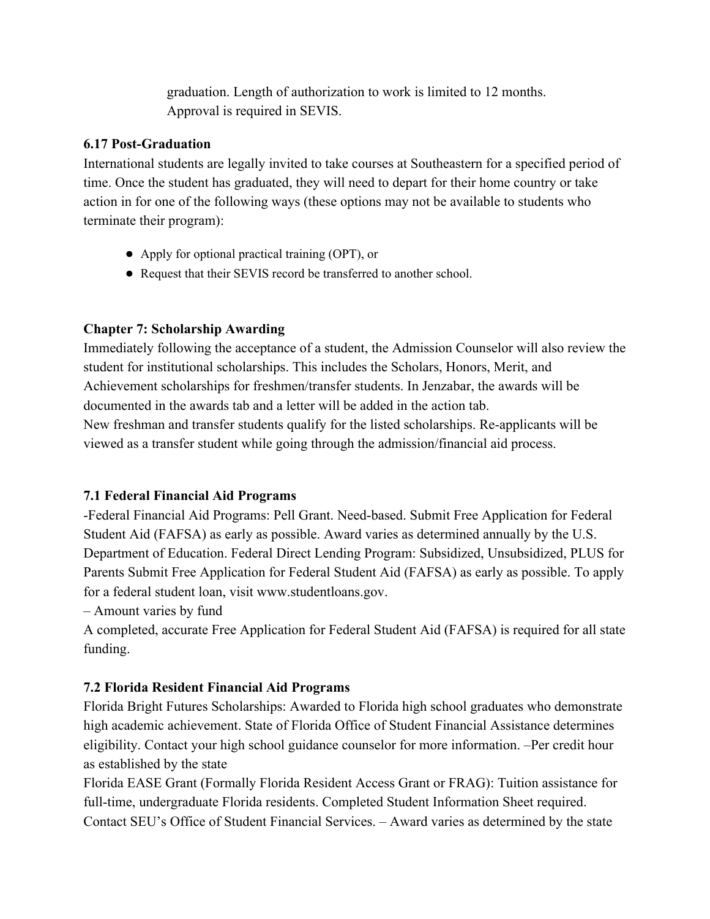graduation. Length of authorization to work is limited to 12 months. Approval is required in SEVIS.

**6.17 Post-Graduation**

International students are legally invited to take courses at Southeastern for a specified period of time. Once the student has graduated, they will need to depart for their home country or take action in for one of the following ways (these options may not be available to students who terminate their program):

- Apply for optional practical training (OPT), or
- Request that their SEVIS record be transferred to another school.

**Chapter 7: Scholarship Awarding**

Immediately following the acceptance of a student, the Admission Counselor will also review the student for institutional scholarships. This includes the Scholars, Honors, Merit, and Achievement scholarships for freshmen/transfer students. In Jenzabar, the awards will be documented in the awards tab and a letter will be added in the action tab.
New freshman and transfer students qualify for the listed scholarships. Re-applicants will be viewed as a transfer student while going through the admission/financial aid process.

**7.1 Federal Financial Aid Programs**

-Federal Financial Aid Programs: Pell Grant. Need-based. Submit Free Application for Federal Student Aid (FAFSA) as early as possible. Award varies as determined annually by the U.S. Department of Education. Federal Direct Lending Program: Subsidized, Unsubsidized, PLUS for Parents Submit Free Application for Federal Student Aid (FAFSA) as early as possible. To apply for a federal student loan, visit www.studentloans.gov.
– Amount varies by fund
A completed, accurate Free Application for Federal Student Aid (FAFSA) is required for all state funding.

**7.2 Florida Resident Financial Aid Programs**

Florida Bright Futures Scholarships: Awarded to Florida high school graduates who demonstrate high academic achievement. State of Florida Office of Student Financial Assistance determines eligibility. Contact your high school guidance counselor for more information. –Per credit hour as established by the state
Florida EASE Grant (Formally Florida Resident Access Grant or FRAG): Tuition assistance for full-time, undergraduate Florida residents. Completed Student Information Sheet required. Contact SEU's Office of Student Financial Services. – Award varies as determined by the state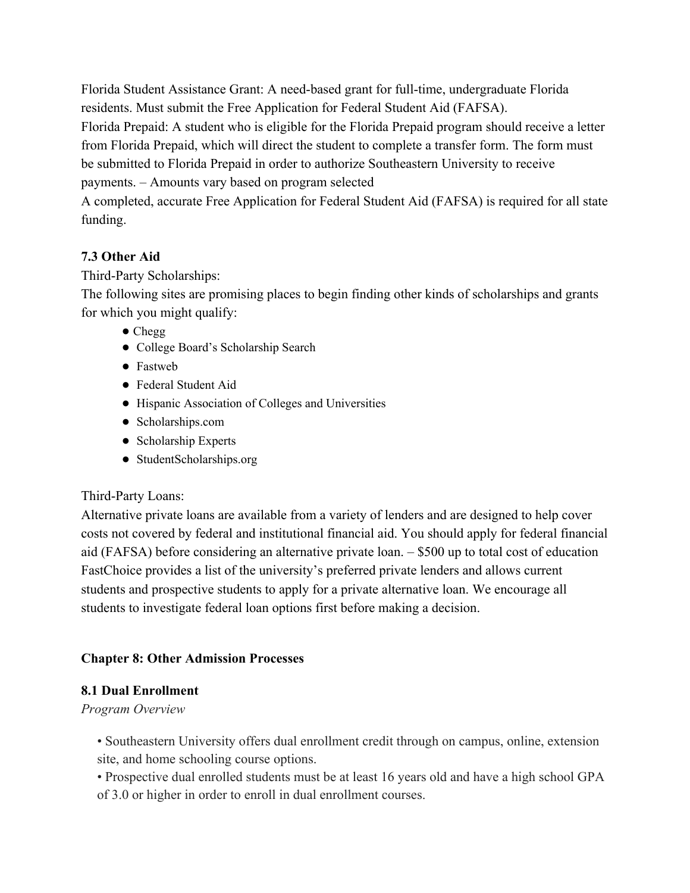Florida Student Assistance Grant: A need-based grant for full-time, undergraduate Florida residents. Must submit the Free Application for Federal Student Aid (FAFSA).

Florida Prepaid: A student who is eligible for the Florida Prepaid program should receive a letter from Florida Prepaid, which will direct the student to complete a transfer form. The form must be submitted to Florida Prepaid in order to authorize Southeastern University to receive payments. – Amounts vary based on program selected

A completed, accurate Free Application for Federal Student Aid (FAFSA) is required for all state funding.

### 7.3 Other Aid

Third-Party Scholarships:

The following sites are promising places to begin finding other kinds of scholarships and grants for which you might qualify:

- Chegg
- College Board's Scholarship Search
- Fastweb
- Federal Student Aid
- Hispanic Association of Colleges and Universities
- Scholarships.com
- Scholarship Experts
- StudentScholarships.org

Third-Party Loans:

Alternative private loans are available from a variety of lenders and are designed to help cover costs not covered by federal and institutional financial aid. You should apply for federal financial aid (FAFSA) before considering an alternative private loan. – $500 up to total cost of education

FastChoice provides a list of the university's preferred private lenders and allows current students and prospective students to apply for a private alternative loan. We encourage all students to investigate federal loan options first before making a decision.

## Chapter 8: Other Admission Processes

### 8.1 Dual Enrollment

*Program Overview*

- Southeastern University offers dual enrollment credit through on campus, online, extension site, and home schooling course options.
- Prospective dual enrolled students must be at least 16 years old and have a high school GPA of 3.0 or higher in order to enroll in dual enrollment courses.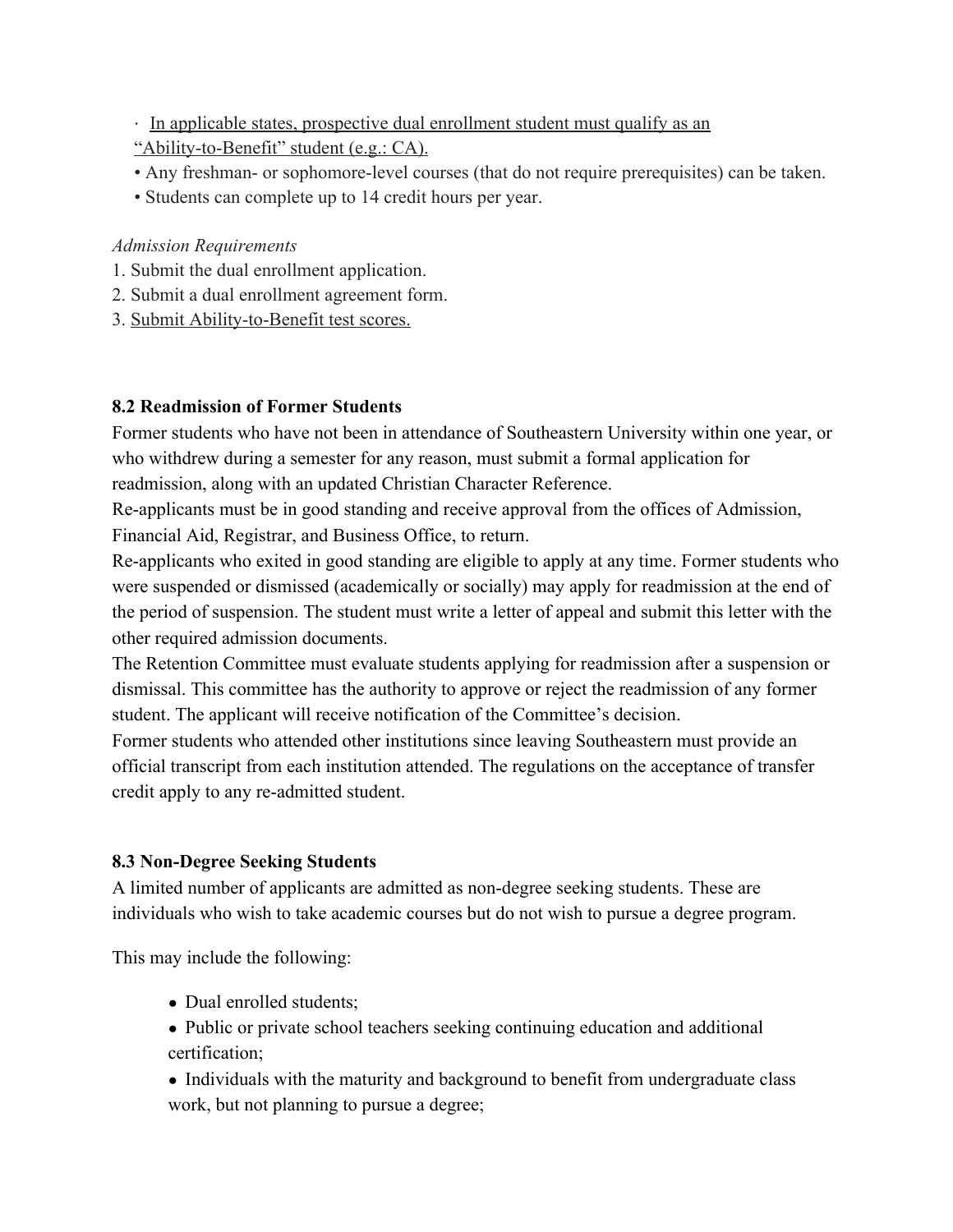- In applicable states, prospective dual enrollment student must qualify as an "Ability-to-Benefit" student (e.g.: CA).
- Any freshman- or sophomore-level courses (that do not require prerequisites) can be taken.
- Students can complete up to 14 credit hours per year.

*Admission Requirements*

1. Submit the dual enrollment application.
2. Submit a dual enrollment agreement form.
3. Submit Ability-to-Benefit test scores.

**8.2 Readmission of Former Students**

Former students who have not been in attendance of Southeastern University within one year, or who withdrew during a semester for any reason, must submit a formal application for readmission, along with an updated Christian Character Reference.

Re-applicants must be in good standing and receive approval from the offices of Admission, Financial Aid, Registrar, and Business Office, to return.

Re-applicants who exited in good standing are eligible to apply at any time. Former students who were suspended or dismissed (academically or socially) may apply for readmission at the end of the period of suspension. The student must write a letter of appeal and submit this letter with the other required admission documents.

The Retention Committee must evaluate students applying for readmission after a suspension or dismissal. This committee has the authority to approve or reject the readmission of any former student. The applicant will receive notification of the Committee's decision.

Former students who attended other institutions since leaving Southeastern must provide an official transcript from each institution attended. The regulations on the acceptance of transfer credit apply to any re-admitted student.

**8.3 Non-Degree Seeking Students**

A limited number of applicants are admitted as non-degree seeking students. These are individuals who wish to take academic courses but do not wish to pursue a degree program.

This may include the following:

- Dual enrolled students;
- Public or private school teachers seeking continuing education and additional certification;
- Individuals with the maturity and background to benefit from undergraduate class work, but not planning to pursue a degree;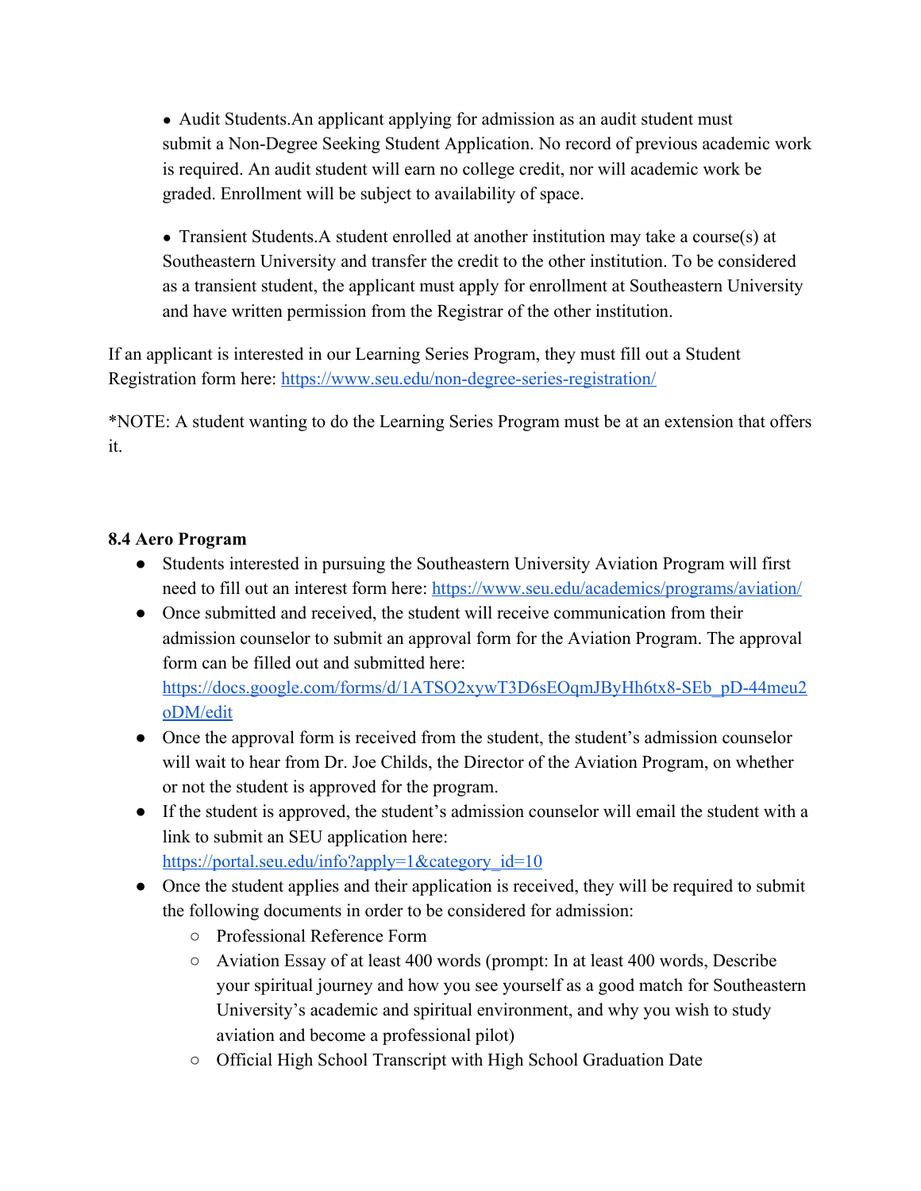- Audit Students.An applicant applying for admission as an audit student must submit a Non-Degree Seeking Student Application. No record of previous academic work is required. An audit student will earn no college credit, nor will academic work be graded. Enrollment will be subject to availability of space.

- Transient Students.A student enrolled at another institution may take a course(s) at Southeastern University and transfer the credit to the other institution. To be considered as a transient student, the applicant must apply for enrollment at Southeastern University and have written permission from the Registrar of the other institution.

If an applicant is interested in our Learning Series Program, they must fill out a Student Registration form here: [https://www.seu.edu/non-degree-series-registration/](https://www.seu.edu/non-degree-series-registration/)

*NOTE: A student wanting to do the Learning Series Program must be at an extension that offers it.

**8.4 Aero Program**

- Students interested in pursuing the Southeastern University Aviation Program will first need to fill out an interest form here: [https://www.seu.edu/academics/programs/aviation/](https://www.seu.edu/academics/programs/aviation/)
- Once submitted and received, the student will receive communication from their admission counselor to submit an approval form for the Aviation Program. The approval form can be filled out and submitted here: [https://docs.google.com/forms/d/1ATSO2xywT3D6sEOqmJByHh6tx8-SEb_pD-44meu2oDM/edit](https://docs.google.com/forms/d/1ATSO2xywT3D6sEOqmJByHh6tx8-SEb_pD-44meu2oDM/edit)
- Once the approval form is received from the student, the student's admission counselor will wait to hear from Dr. Joe Childs, the Director of the Aviation Program, on whether or not the student is approved for the program.
- If the student is approved, the student's admission counselor will email the student with a link to submit an SEU application here: [https://portal.seu.edu/info?apply=1&category_id=10](https://portal.seu.edu/info?apply=1&category_id=10)
- Once the student applies and their application is received, they will be required to submit the following documents in order to be considered for admission:
  - Professional Reference Form
  - Aviation Essay of at least 400 words (prompt: In at least 400 words, Describe your spiritual journey and how you see yourself as a good match for Southeastern University's academic and spiritual environment, and why you wish to study aviation and become a professional pilot)
  - Official High School Transcript with High School Graduation Date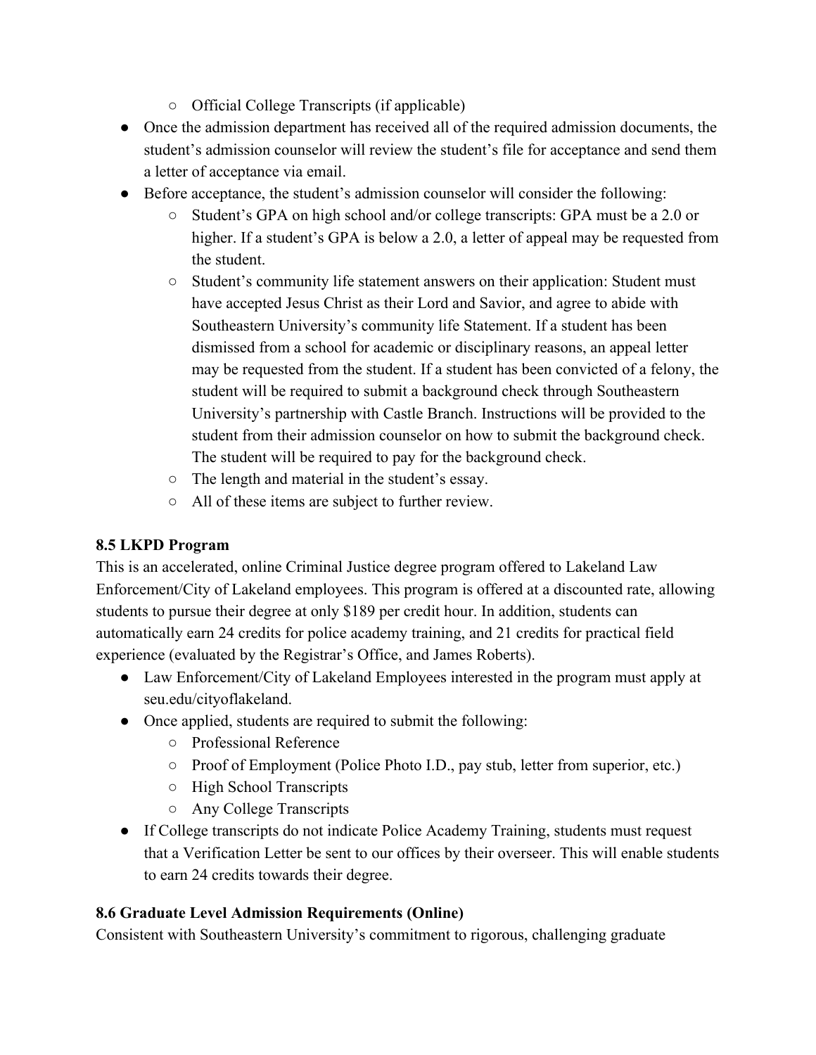- Official College Transcripts (if applicable)
- Once the admission department has received all of the required admission documents, the student's admission counselor will review the student's file for acceptance and send them a letter of acceptance via email.
- Before acceptance, the student's admission counselor will consider the following:
    - Student's GPA on high school and/or college transcripts: GPA must be a 2.0 or higher. If a student's GPA is below a 2.0, a letter of appeal may be requested from the student.
    - Student's community life statement answers on their application: Student must have accepted Jesus Christ as their Lord and Savior, and agree to abide with Southeastern University's community life Statement. If a student has been dismissed from a school for academic or disciplinary reasons, an appeal letter may be requested from the student. If a student has been convicted of a felony, the student will be required to submit a background check through Southeastern University's partnership with Castle Branch. Instructions will be provided to the student from their admission counselor on how to submit the background check. The student will be required to pay for the background check.
    - The length and material in the student's essay.
    - All of these items are subject to further review.

### 8.5 LKPD Program

This is an accelerated, online Criminal Justice degree program offered to Lakeland Law Enforcement/City of Lakeland employees. This program is offered at a discounted rate, allowing students to pursue their degree at only $189 per credit hour. In addition, students can automatically earn 24 credits for police academy training, and 21 credits for practical field experience (evaluated by the Registrar's Office, and James Roberts).

- Law Enforcement/City of Lakeland Employees interested in the program must apply at seu.edu/cityoflakeland.
- Once applied, students are required to submit the following:
    - Professional Reference
    - Proof of Employment (Police Photo I.D., pay stub, letter from superior, etc.)
    - High School Transcripts
    - Any College Transcripts
- If College transcripts do not indicate Police Academy Training, students must request that a Verification Letter be sent to our offices by their overseer. This will enable students to earn 24 credits towards their degree.

### 8.6 Graduate Level Admission Requirements (Online)

Consistent with Southeastern University's commitment to rigorous, challenging graduate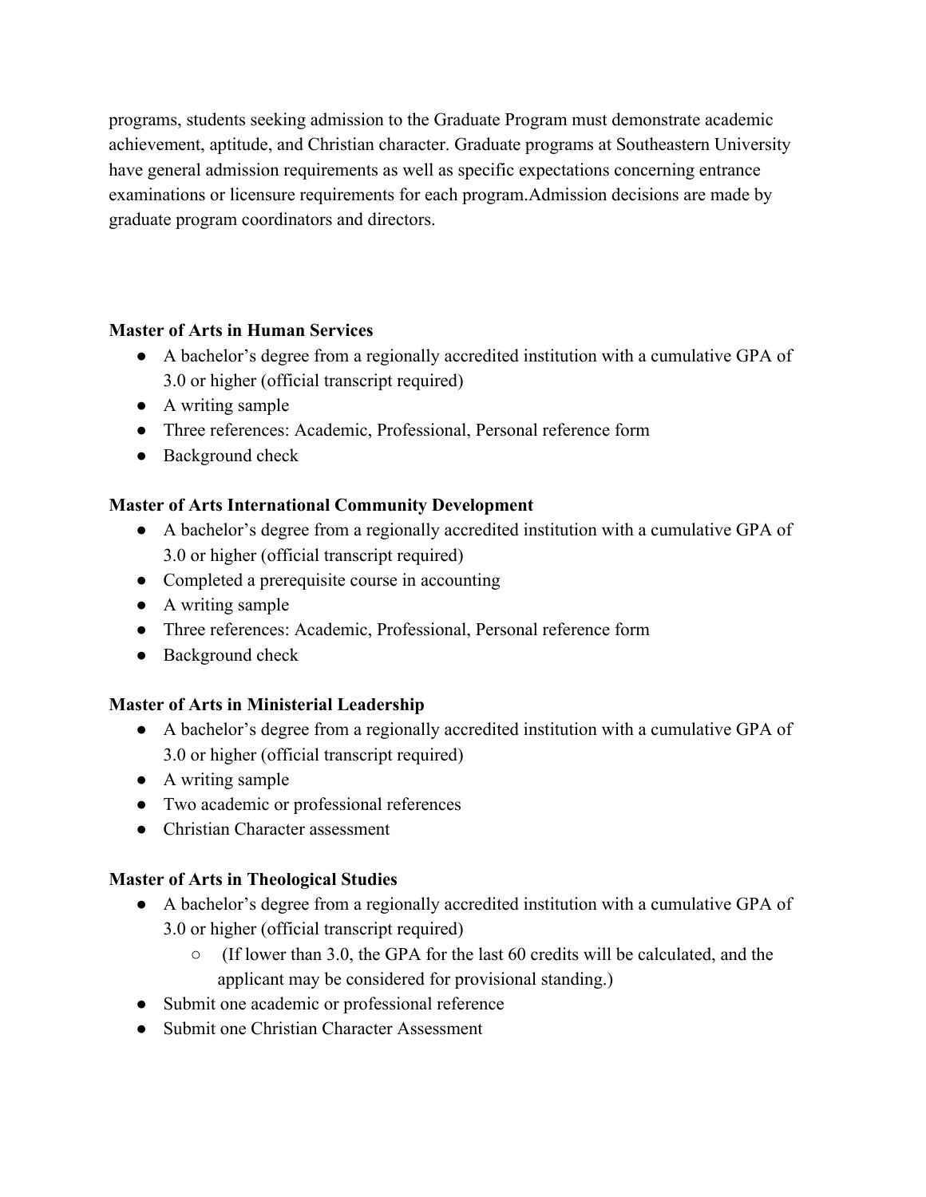programs, students seeking admission to the Graduate Program must demonstrate academic achievement, aptitude, and Christian character. Graduate programs at Southeastern University have general admission requirements as well as specific expectations concerning entrance examinations or licensure requirements for each program.Admission decisions are made by graduate program coordinators and directors.

**Master of Arts in Human Services**

- A bachelor's degree from a regionally accredited institution with a cumulative GPA of 3.0 or higher (official transcript required)
- A writing sample
- Three references: Academic, Professional, Personal reference form
- Background check

**Master of Arts International Community Development**

- A bachelor's degree from a regionally accredited institution with a cumulative GPA of 3.0 or higher (official transcript required)
- Completed a prerequisite course in accounting
- A writing sample
- Three references: Academic, Professional, Personal reference form
- Background check

**Master of Arts in Ministerial Leadership**

- A bachelor's degree from a regionally accredited institution with a cumulative GPA of 3.0 or higher (official transcript required)
- A writing sample
- Two academic or professional references
- Christian Character assessment

**Master of Arts in Theological Studies**

- A bachelor's degree from a regionally accredited institution with a cumulative GPA of 3.0 or higher (official transcript required)
  - (If lower than 3.0, the GPA for the last 60 credits will be calculated, and the applicant may be considered for provisional standing.)
- Submit one academic or professional reference
- Submit one Christian Character Assessment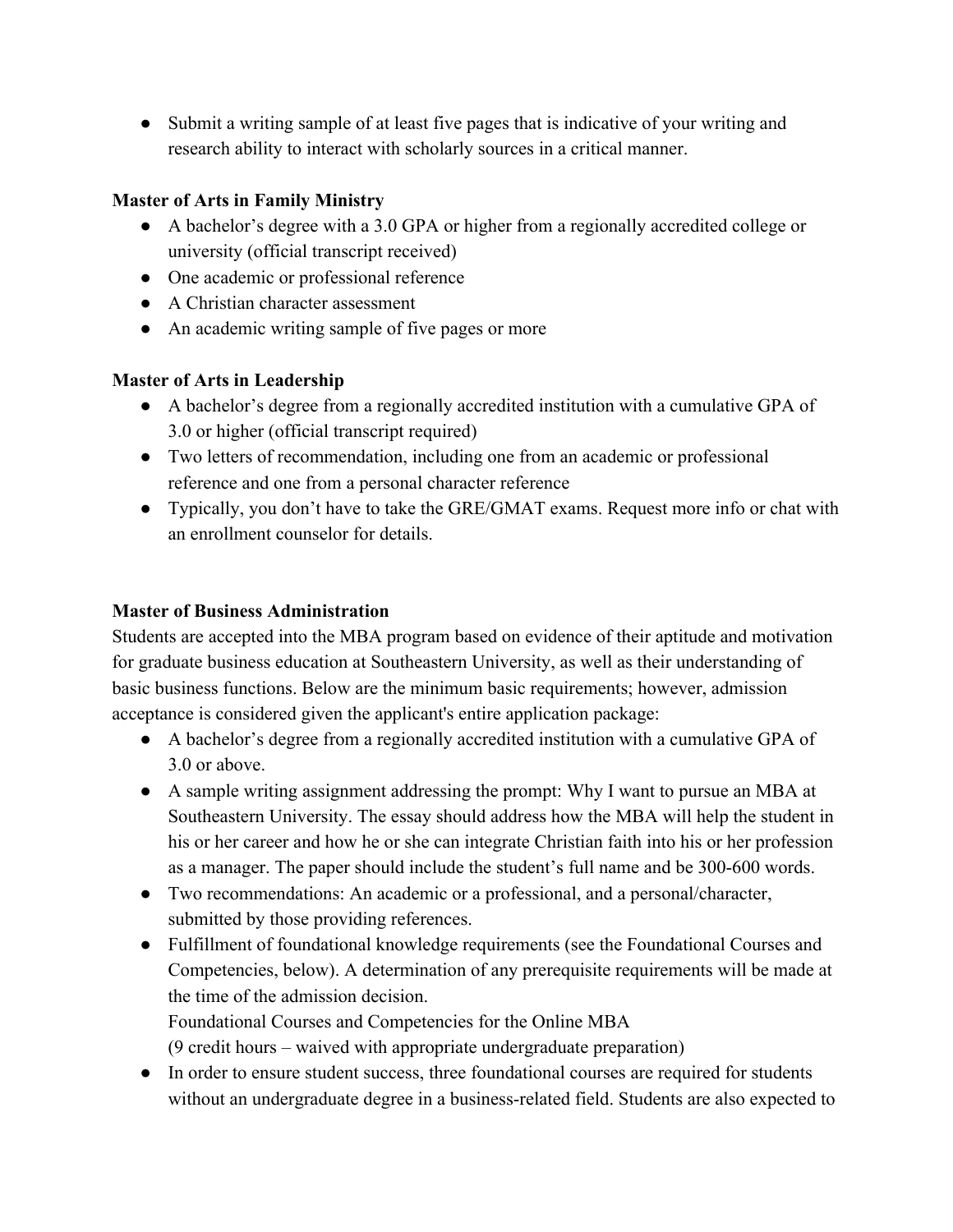- Submit a writing sample of at least five pages that is indicative of your writing and research ability to interact with scholarly sources in a critical manner.

**Master of Arts in Family Ministry**

- A bachelor's degree with a 3.0 GPA or higher from a regionally accredited college or university (official transcript received)
- One academic or professional reference
- A Christian character assessment
- An academic writing sample of five pages or more

**Master of Arts in Leadership**

- A bachelor's degree from a regionally accredited institution with a cumulative GPA of 3.0 or higher (official transcript required)
- Two letters of recommendation, including one from an academic or professional reference and one from a personal character reference
- Typically, you don't have to take the GRE/GMAT exams. Request more info or chat with an enrollment counselor for details.

**Master of Business Administration**

Students are accepted into the MBA program based on evidence of their aptitude and motivation for graduate business education at Southeastern University, as well as their understanding of basic business functions. Below are the minimum basic requirements; however, admission acceptance is considered given the applicant's entire application package:

- A bachelor's degree from a regionally accredited institution with a cumulative GPA of 3.0 or above.
- A sample writing assignment addressing the prompt: Why I want to pursue an MBA at Southeastern University. The essay should address how the MBA will help the student in his or her career and how he or she can integrate Christian faith into his or her profession as a manager. The paper should include the student's full name and be 300-600 words.
- Two recommendations: An academic or a professional, and a personal/character, submitted by those providing references.
- Fulfillment of foundational knowledge requirements (see the Foundational Courses and Competencies, below). A determination of any prerequisite requirements will be made at the time of the admission decision.
  Foundational Courses and Competencies for the Online MBA
  (9 credit hours – waived with appropriate undergraduate preparation)
- In order to ensure student success, three foundational courses are required for students without an undergraduate degree in a business-related field. Students are also expected to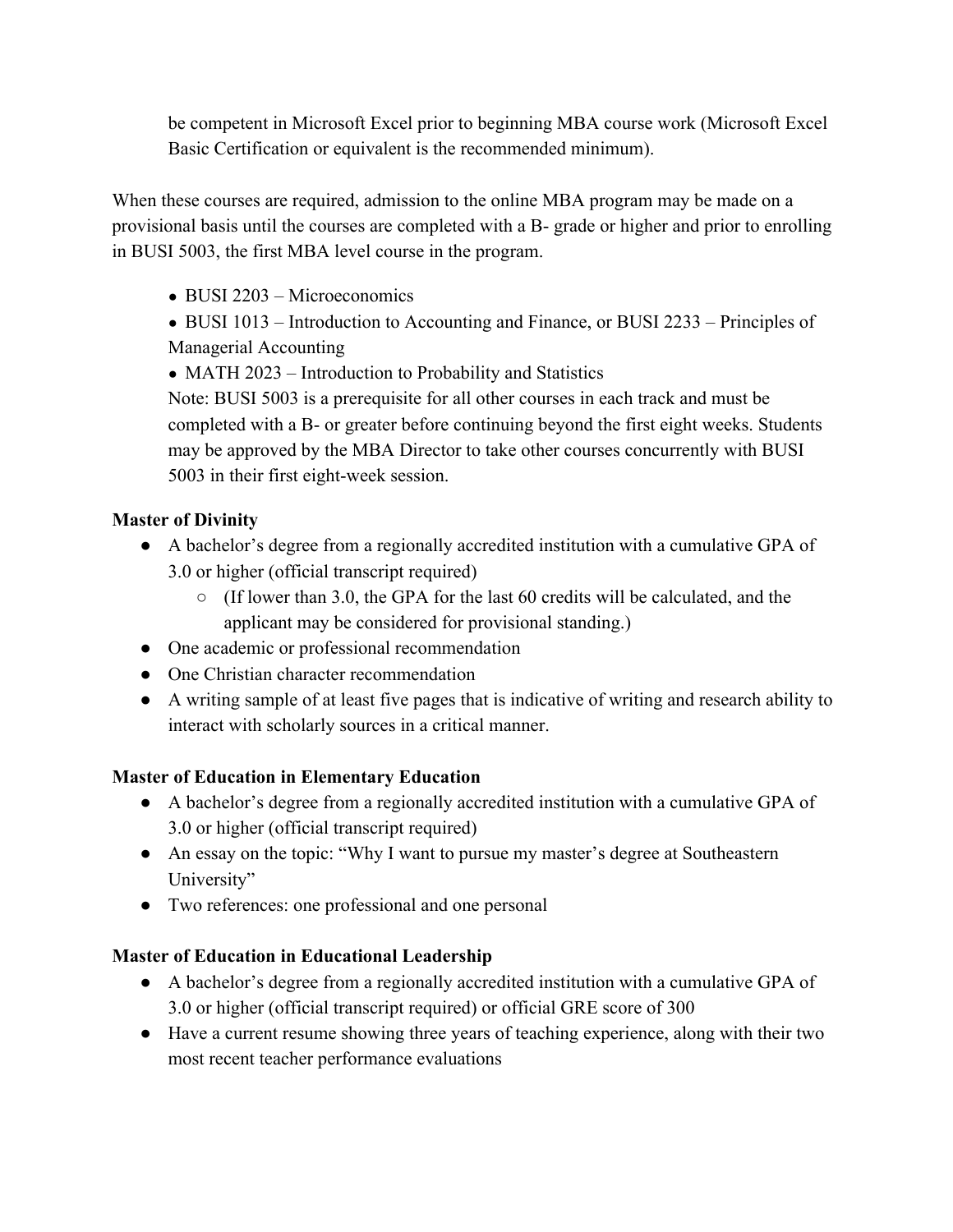be competent in Microsoft Excel prior to beginning MBA course work (Microsoft Excel Basic Certification or equivalent is the recommended minimum).

When these courses are required, admission to the online MBA program may be made on a provisional basis until the courses are completed with a B- grade or higher and prior to enrolling in BUSI 5003, the first MBA level course in the program.

- BUSI 2203 – Microeconomics
- BUSI 1013 – Introduction to Accounting and Finance, or BUSI 2233 – Principles of Managerial Accounting
- MATH 2023 – Introduction to Probability and Statistics

Note: BUSI 5003 is a prerequisite for all other courses in each track and must be completed with a B- or greater before continuing beyond the first eight weeks. Students may be approved by the MBA Director to take other courses concurrently with BUSI 5003 in their first eight-week session.

**Master of Divinity**

- A bachelor's degree from a regionally accredited institution with a cumulative GPA of 3.0 or higher (official transcript required)
  - (If lower than 3.0, the GPA for the last 60 credits will be calculated, and the applicant may be considered for provisional standing.)
- One academic or professional recommendation
- One Christian character recommendation
- A writing sample of at least five pages that is indicative of writing and research ability to interact with scholarly sources in a critical manner.

**Master of Education in Elementary Education**

- A bachelor's degree from a regionally accredited institution with a cumulative GPA of 3.0 or higher (official transcript required)
- An essay on the topic: "Why I want to pursue my master's degree at Southeastern University"
- Two references: one professional and one personal

**Master of Education in Educational Leadership**

- A bachelor's degree from a regionally accredited institution with a cumulative GPA of 3.0 or higher (official transcript required) or official GRE score of 300
- Have a current resume showing three years of teaching experience, along with their two most recent teacher performance evaluations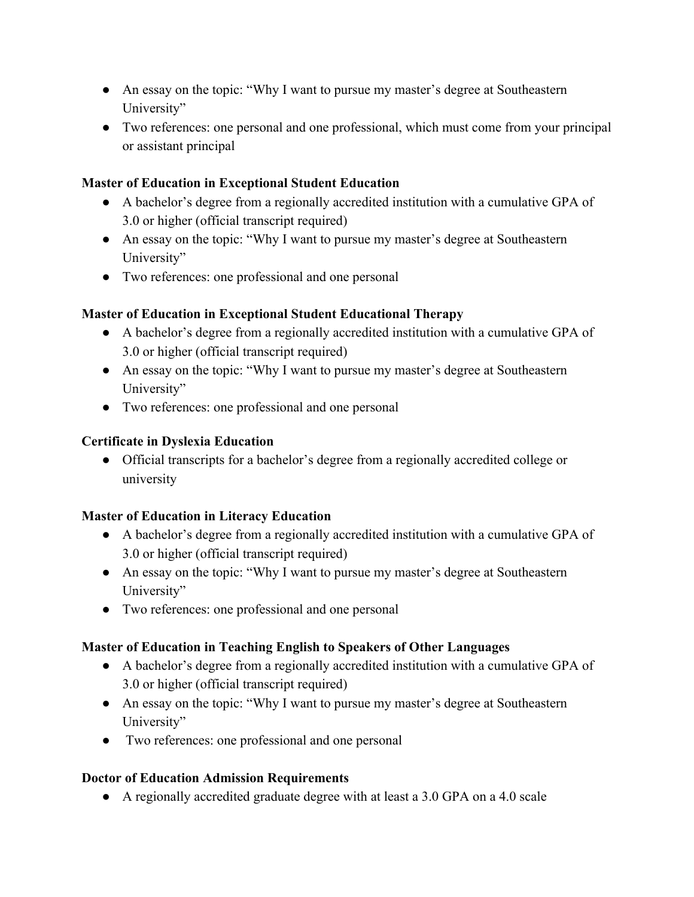- An essay on the topic: "Why I want to pursue my master's degree at Southeastern University"
- Two references: one personal and one professional, which must come from your principal or assistant principal

**Master of Education in Exceptional Student Education**

- A bachelor's degree from a regionally accredited institution with a cumulative GPA of 3.0 or higher (official transcript required)
- An essay on the topic: "Why I want to pursue my master's degree at Southeastern University"
- Two references: one professional and one personal

**Master of Education in Exceptional Student Educational Therapy**

- A bachelor's degree from a regionally accredited institution with a cumulative GPA of 3.0 or higher (official transcript required)
- An essay on the topic: "Why I want to pursue my master's degree at Southeastern University"
- Two references: one professional and one personal

**Certificate in Dyslexia Education**

- Official transcripts for a bachelor's degree from a regionally accredited college or university

**Master of Education in Literacy Education**

- A bachelor's degree from a regionally accredited institution with a cumulative GPA of 3.0 or higher (official transcript required)
- An essay on the topic: "Why I want to pursue my master's degree at Southeastern University"
- Two references: one professional and one personal

**Master of Education in Teaching English to Speakers of Other Languages**

- A bachelor's degree from a regionally accredited institution with a cumulative GPA of 3.0 or higher (official transcript required)
- An essay on the topic: "Why I want to pursue my master's degree at Southeastern University"
- Two references: one professional and one personal

**Doctor of Education Admission Requirements**

- A regionally accredited graduate degree with at least a 3.0 GPA on a 4.0 scale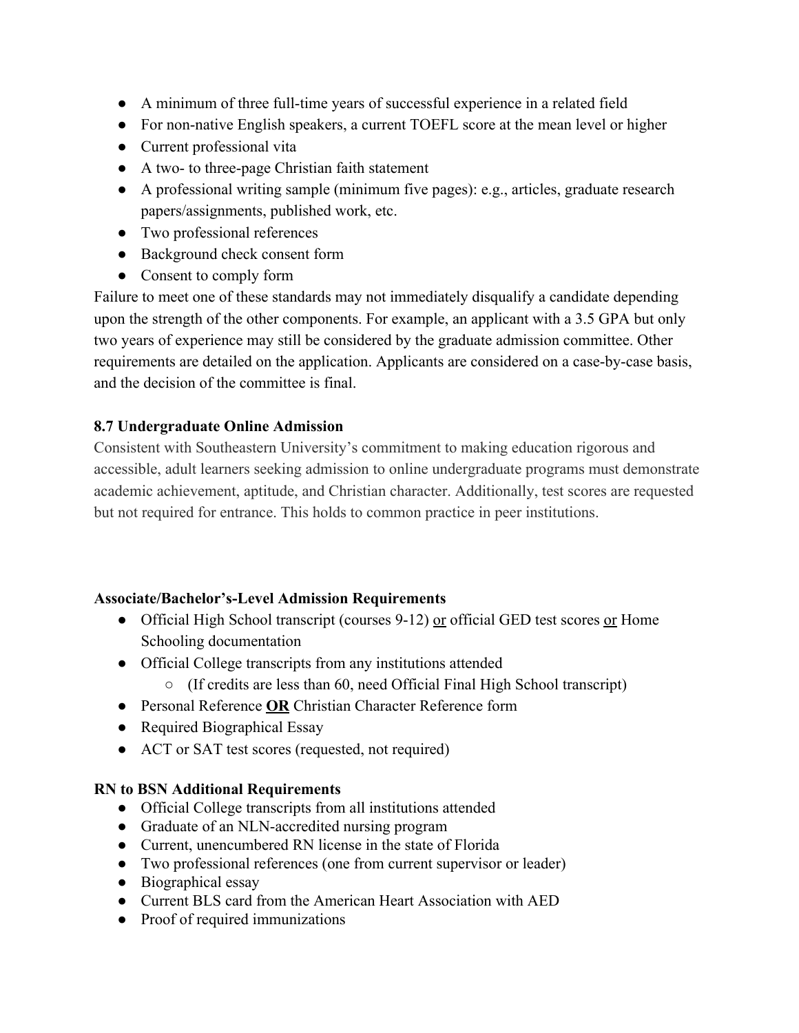- A minimum of three full-time years of successful experience in a related field
- For non-native English speakers, a current TOEFL score at the mean level or higher
- Current professional vita
- A two- to three-page Christian faith statement
- A professional writing sample (minimum five pages): e.g., articles, graduate research papers/assignments, published work, etc.
- Two professional references
- Background check consent form
- Consent to comply form

Failure to meet one of these standards may not immediately disqualify a candidate depending upon the strength of the other components. For example, an applicant with a 3.5 GPA but only two years of experience may still be considered by the graduate admission committee. Other requirements are detailed on the application. Applicants are considered on a case-by-case basis, and the decision of the committee is final.

### 8.7 Undergraduate Online Admission

Consistent with Southeastern University's commitment to making education rigorous and accessible, adult learners seeking admission to online undergraduate programs must demonstrate academic achievement, aptitude, and Christian character. Additionally, test scores are requested but not required for entrance. This holds to common practice in peer institutions.

**Associate/Bachelor's-Level Admission Requirements**

- Official High School transcript (courses 9-12) <u>or</u> official GED test scores <u>or</u> Home Schooling documentation
- Official College transcripts from any institutions attended
  - (If credits are less than 60, need Official Final High School transcript)
- Personal Reference **<u>OR</u>** Christian Character Reference form
- Required Biographical Essay
- ACT or SAT test scores (requested, not required)

**RN to BSN Additional Requirements**

- Official College transcripts from all institutions attended
- Graduate of an NLN-accredited nursing program
- Current, unencumbered RN license in the state of Florida
- Two professional references (one from current supervisor or leader)
- Biographical essay
- Current BLS card from the American Heart Association with AED
- Proof of required immunizations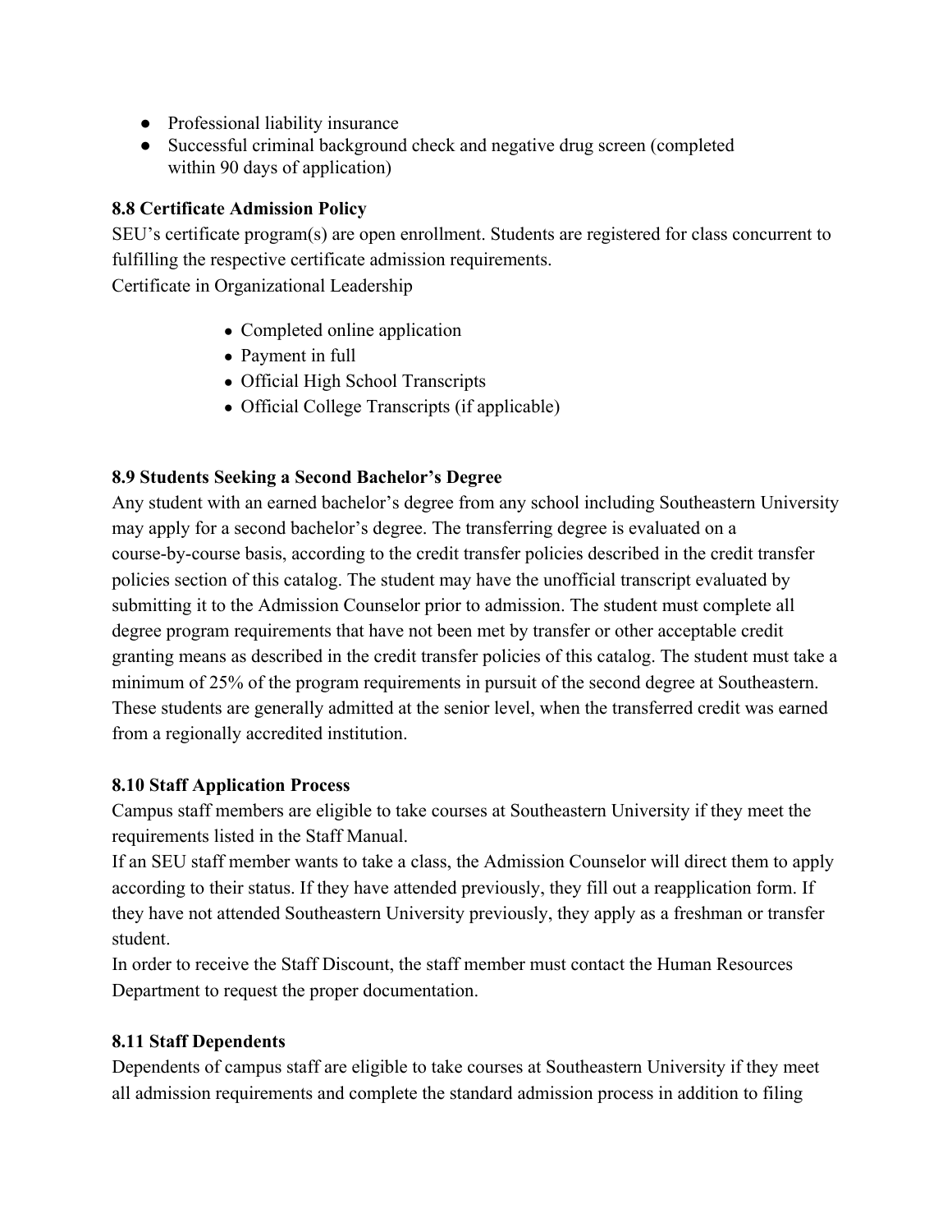- Professional liability insurance
- Successful criminal background check and negative drug screen (completed within 90 days of application)

**8.8 Certificate Admission Policy**

SEU's certificate program(s) are open enrollment. Students are registered for class concurrent to fulfilling the respective certificate admission requirements.

Certificate in Organizational Leadership

- Completed online application
- Payment in full
- Official High School Transcripts
- Official College Transcripts (if applicable)

**8.9 Students Seeking a Second Bachelor's Degree**

Any student with an earned bachelor's degree from any school including Southeastern University may apply for a second bachelor's degree. The transferring degree is evaluated on a course-by-course basis, according to the credit transfer policies described in the credit transfer policies section of this catalog. The student may have the unofficial transcript evaluated by submitting it to the Admission Counselor prior to admission. The student must complete all degree program requirements that have not been met by transfer or other acceptable credit granting means as described in the credit transfer policies of this catalog. The student must take a minimum of 25% of the program requirements in pursuit of the second degree at Southeastern. These students are generally admitted at the senior level, when the transferred credit was earned from a regionally accredited institution.

**8.10 Staff Application Process**

Campus staff members are eligible to take courses at Southeastern University if they meet the requirements listed in the Staff Manual.

If an SEU staff member wants to take a class, the Admission Counselor will direct them to apply according to their status. If they have attended previously, they fill out a reapplication form. If they have not attended Southeastern University previously, they apply as a freshman or transfer student.

In order to receive the Staff Discount, the staff member must contact the Human Resources Department to request the proper documentation.

**8.11 Staff Dependents**

Dependents of campus staff are eligible to take courses at Southeastern University if they meet all admission requirements and complete the standard admission process in addition to filing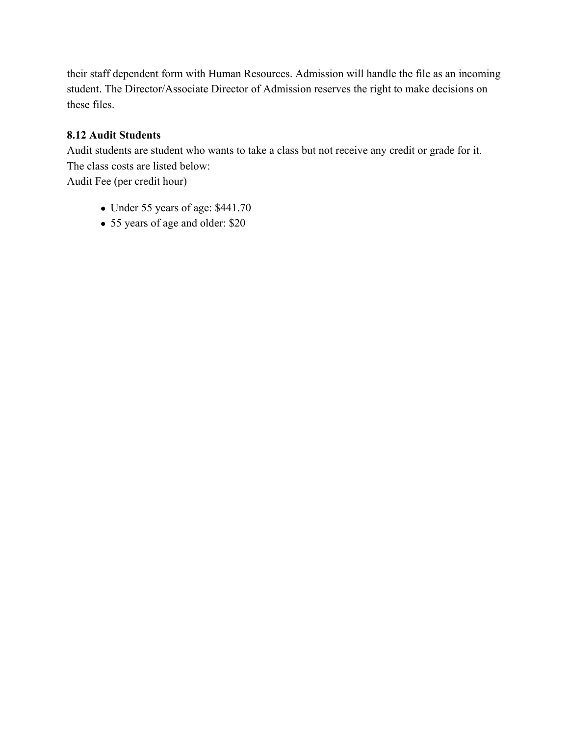their staff dependent form with Human Resources. Admission will handle the file as an incoming student. The Director/Associate Director of Admission reserves the right to make decisions on these files.

**8.12 Audit Students**

Audit students are student who wants to take a class but not receive any credit or grade for it. The class costs are listed below:
Audit Fee (per credit hour)

- Under 55 years of age: $441.70
- 55 years of age and older: $20